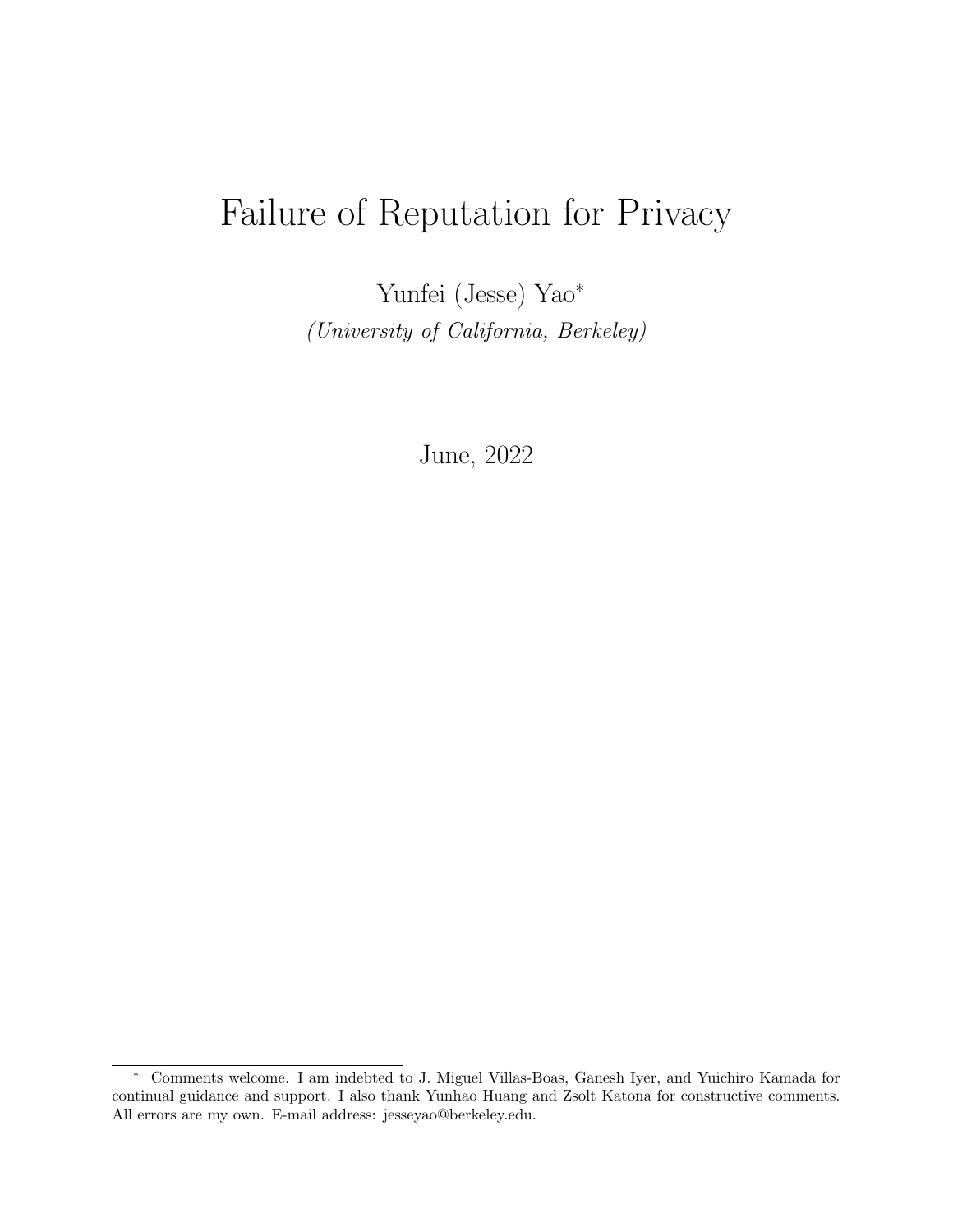# Failure of Reputation for Privacy

Yunfei (Jesse) Yao[*]

*(University of California, Berkeley)*

June, 2022

[*] Comments welcome. I am indebted to J. Miguel Villas-Boas, Ganesh Iyer, and Yuichiro Kamada for continual guidance and support. I also thank Yunhao Huang and Zsolt Katona for constructive comments. All errors are my own. E-mail address: jesseyao@berkeley.edu.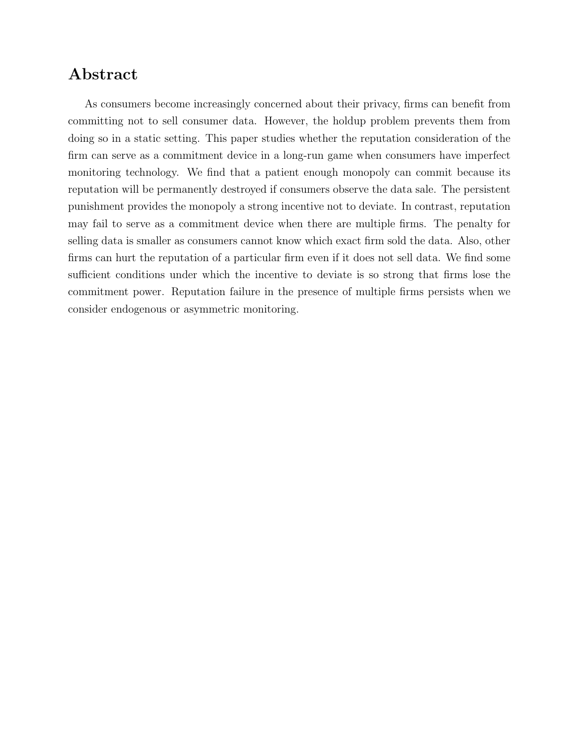# Abstract

As consumers become increasingly concerned about their privacy, firms can benefit from committing not to sell consumer data. However, the holdup problem prevents them from doing so in a static setting. This paper studies whether the reputation consideration of the firm can serve as a commitment device in a long-run game when consumers have imperfect monitoring technology. We find that a patient enough monopoly can commit because its reputation will be permanently destroyed if consumers observe the data sale. The persistent punishment provides the monopoly a strong incentive not to deviate. In contrast, reputation may fail to serve as a commitment device when there are multiple firms. The penalty for selling data is smaller as consumers cannot know which exact firm sold the data. Also, other firms can hurt the reputation of a particular firm even if it does not sell data. We find some sufficient conditions under which the incentive to deviate is so strong that firms lose the commitment power. Reputation failure in the presence of multiple firms persists when we consider endogenous or asymmetric monitoring.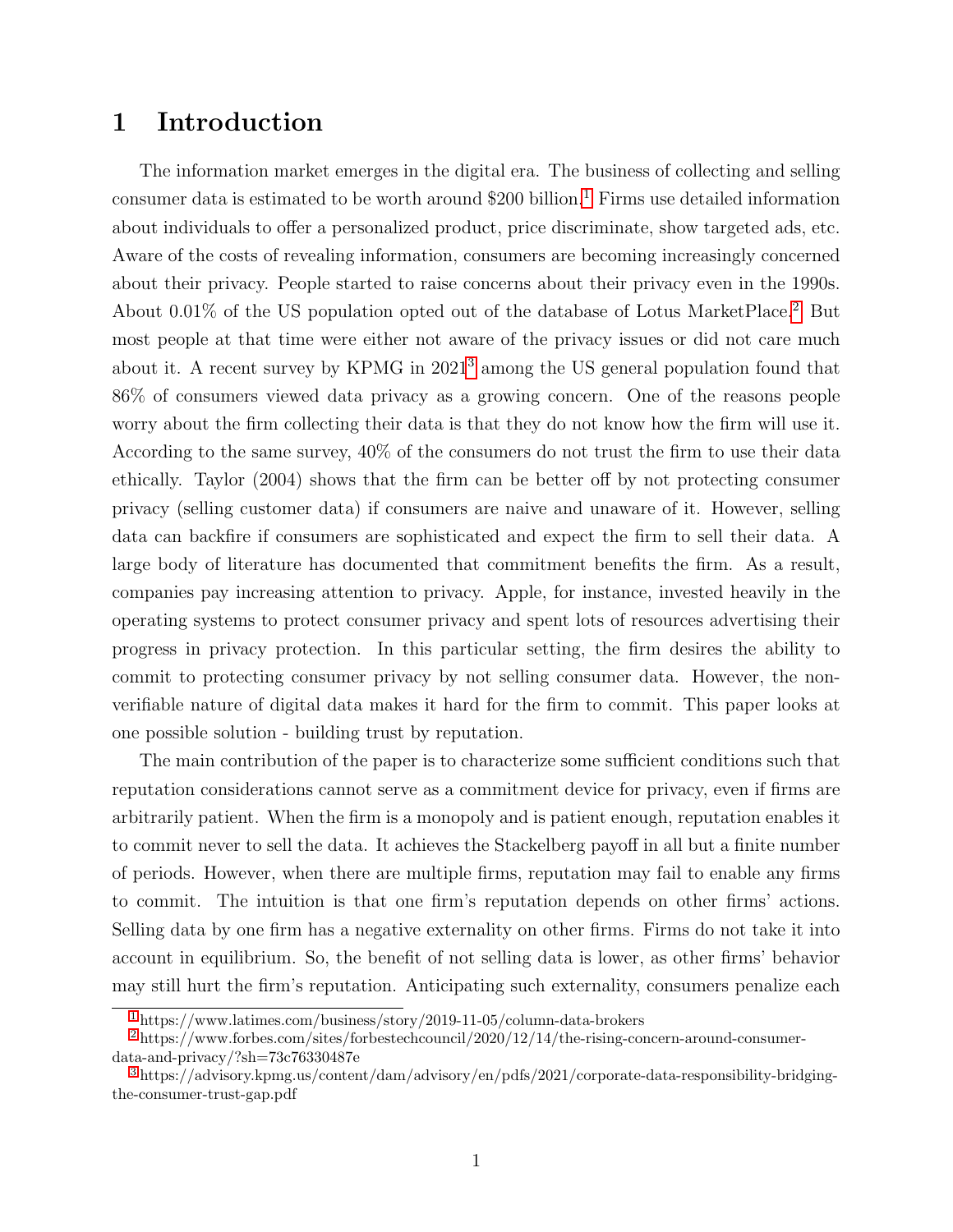# 1 Introduction

The information market emerges in the digital era. The business of collecting and selling consumer data is estimated to be worth around \$200 billion.[1] Firms use detailed information about individuals to offer a personalized product, price discriminate, show targeted ads, etc. Aware of the costs of revealing information, consumers are becoming increasingly concerned about their privacy. People started to raise concerns about their privacy even in the 1990s. About 0.01% of the US population opted out of the database of Lotus MarketPlace.[2] But most people at that time were either not aware of the privacy issues or did not care much about it. A recent survey by KPMG in 2021[3] among the US general population found that 86% of consumers viewed data privacy as a growing concern. One of the reasons people worry about the firm collecting their data is that they do not know how the firm will use it. According to the same survey, 40% of the consumers do not trust the firm to use their data ethically. Taylor (2004) shows that the firm can be better off by not protecting consumer privacy (selling customer data) if consumers are naive and unaware of it. However, selling data can backfire if consumers are sophisticated and expect the firm to sell their data. A large body of literature has documented that commitment benefits the firm. As a result, companies pay increasing attention to privacy. Apple, for instance, invested heavily in the operating systems to protect consumer privacy and spent lots of resources advertising their progress in privacy protection. In this particular setting, the firm desires the ability to commit to protecting consumer privacy by not selling consumer data. However, the non-verifiable nature of digital data makes it hard for the firm to commit. This paper looks at one possible solution - building trust by reputation.

The main contribution of the paper is to characterize some sufficient conditions such that reputation considerations cannot serve as a commitment device for privacy, even if firms are arbitrarily patient. When the firm is a monopoly and is patient enough, reputation enables it to commit never to sell the data. It achieves the Stackelberg payoff in all but a finite number of periods. However, when there are multiple firms, reputation may fail to enable any firms to commit. The intuition is that one firm's reputation depends on other firms' actions. Selling data by one firm has a negative externality on other firms. Firms do not take it into account in equilibrium. So, the benefit of not selling data is lower, as other firms' behavior may still hurt the firm's reputation. Anticipating such externality, consumers penalize each

[1] https://www.latimes.com/business/story/2019-11-05/column-data-brokers

[2] https://www.forbes.com/sites/forbestechcouncil/2020/12/14/the-rising-concern-around-consumer-data-and-privacy/?sh=73c76330487e

[3] https://advisory.kpmg.us/content/dam/advisory/en/pdfs/2021/corporate-data-responsibility-bridging-the-consumer-trust-gap.pdf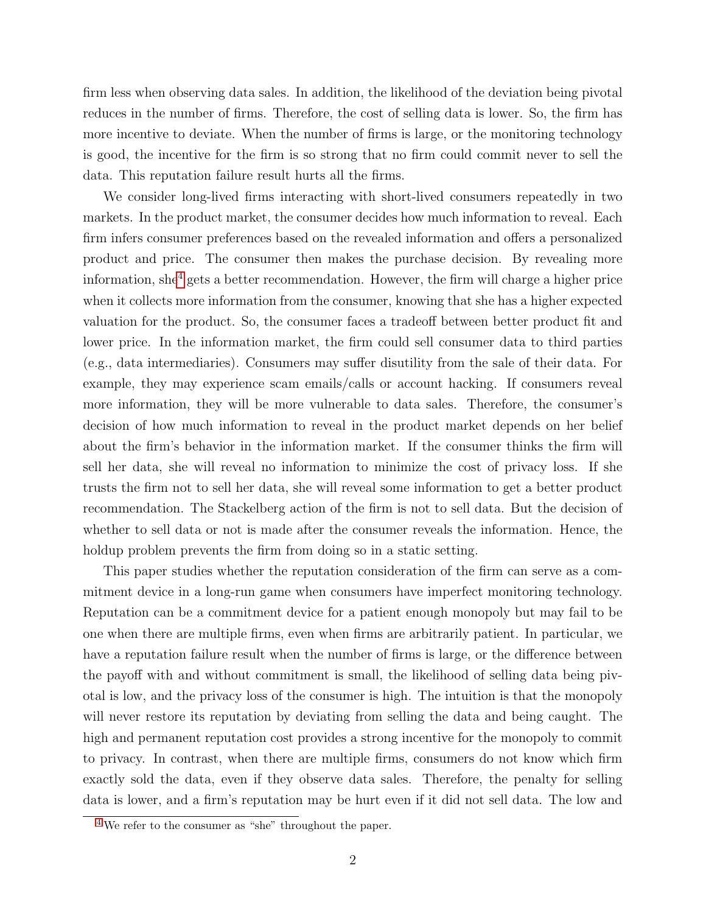firm less when observing data sales. In addition, the likelihood of the deviation being pivotal reduces in the number of firms. Therefore, the cost of selling data is lower. So, the firm has more incentive to deviate. When the number of firms is large, or the monitoring technology is good, the incentive for the firm is so strong that no firm could commit never to sell the data. This reputation failure result hurts all the firms.

We consider long-lived firms interacting with short-lived consumers repeatedly in two markets. In the product market, the consumer decides how much information to reveal. Each firm infers consumer preferences based on the revealed information and offers a personalized product and price. The consumer then makes the purchase decision. By revealing more information, she[4] gets a better recommendation. However, the firm will charge a higher price when it collects more information from the consumer, knowing that she has a higher expected valuation for the product. So, the consumer faces a tradeoff between better product fit and lower price. In the information market, the firm could sell consumer data to third parties (e.g., data intermediaries). Consumers may suffer disutility from the sale of their data. For example, they may experience scam emails/calls or account hacking. If consumers reveal more information, they will be more vulnerable to data sales. Therefore, the consumer's decision of how much information to reveal in the product market depends on her belief about the firm's behavior in the information market. If the consumer thinks the firm will sell her data, she will reveal no information to minimize the cost of privacy loss. If she trusts the firm not to sell her data, she will reveal some information to get a better product recommendation. The Stackelberg action of the firm is not to sell data. But the decision of whether to sell data or not is made after the consumer reveals the information. Hence, the holdup problem prevents the firm from doing so in a static setting.

This paper studies whether the reputation consideration of the firm can serve as a commitment device in a long-run game when consumers have imperfect monitoring technology. Reputation can be a commitment device for a patient enough monopoly but may fail to be one when there are multiple firms, even when firms are arbitrarily patient. In particular, we have a reputation failure result when the number of firms is large, or the difference between the payoff with and without commitment is small, the likelihood of selling data being pivotal is low, and the privacy loss of the consumer is high. The intuition is that the monopoly will never restore its reputation by deviating from selling the data and being caught. The high and permanent reputation cost provides a strong incentive for the monopoly to commit to privacy. In contrast, when there are multiple firms, consumers do not know which firm exactly sold the data, even if they observe data sales. Therefore, the penalty for selling data is lower, and a firm's reputation may be hurt even if it did not sell data. The low and

[4] We refer to the consumer as "she" throughout the paper.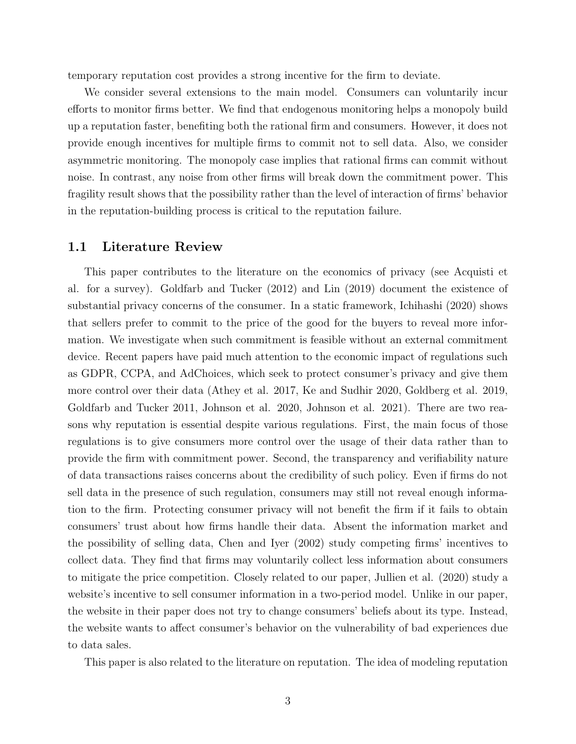temporary reputation cost provides a strong incentive for the firm to deviate.

We consider several extensions to the main model. Consumers can voluntarily incur efforts to monitor firms better. We find that endogenous monitoring helps a monopoly build up a reputation faster, benefiting both the rational firm and consumers. However, it does not provide enough incentives for multiple firms to commit not to sell data. Also, we consider asymmetric monitoring. The monopoly case implies that rational firms can commit without noise. In contrast, any noise from other firms will break down the commitment power. This fragility result shows that the possibility rather than the level of interaction of firms' behavior in the reputation-building process is critical to the reputation failure.

## 1.1 Literature Review

This paper contributes to the literature on the economics of privacy (see Acquisti et al. for a survey). Goldfarb and Tucker (2012) and Lin (2019) document the existence of substantial privacy concerns of the consumer. In a static framework, Ichihashi (2020) shows that sellers prefer to commit to the price of the good for the buyers to reveal more information. We investigate when such commitment is feasible without an external commitment device. Recent papers have paid much attention to the economic impact of regulations such as GDPR, CCPA, and AdChoices, which seek to protect consumer's privacy and give them more control over their data (Athey et al. 2017, Ke and Sudhir 2020, Goldberg et al. 2019, Goldfarb and Tucker 2011, Johnson et al. 2020, Johnson et al. 2021). There are two reasons why reputation is essential despite various regulations. First, the main focus of those regulations is to give consumers more control over the usage of their data rather than to provide the firm with commitment power. Second, the transparency and verifiability nature of data transactions raises concerns about the credibility of such policy. Even if firms do not sell data in the presence of such regulation, consumers may still not reveal enough information to the firm. Protecting consumer privacy will not benefit the firm if it fails to obtain consumers' trust about how firms handle their data. Absent the information market and the possibility of selling data, Chen and Iyer (2002) study competing firms' incentives to collect data. They find that firms may voluntarily collect less information about consumers to mitigate the price competition. Closely related to our paper, Jullien et al. (2020) study a website's incentive to sell consumer information in a two-period model. Unlike in our paper, the website in their paper does not try to change consumers' beliefs about its type. Instead, the website wants to affect consumer's behavior on the vulnerability of bad experiences due to data sales.

This paper is also related to the literature on reputation. The idea of modeling reputation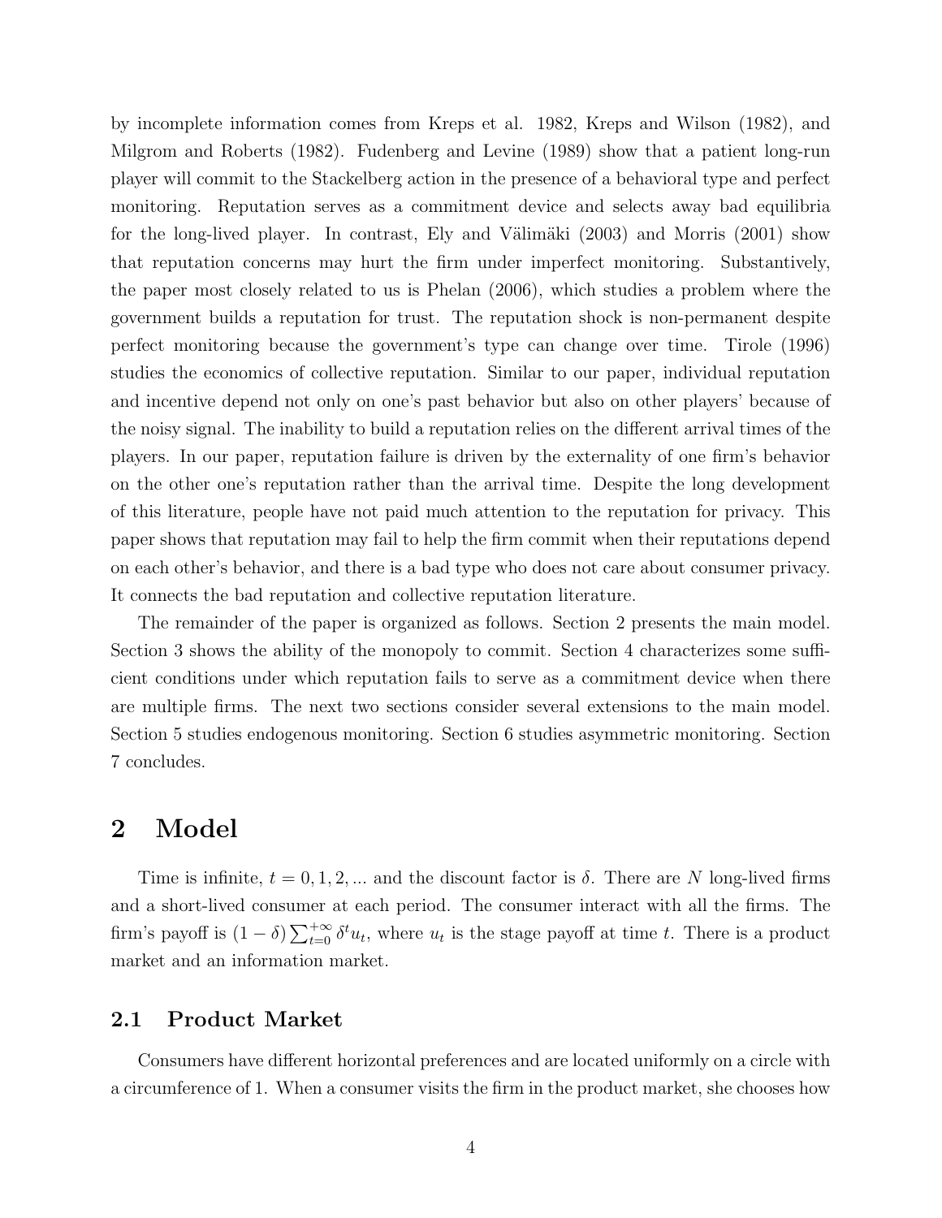by incomplete information comes from Kreps et al. 1982, Kreps and Wilson (1982), and Milgrom and Roberts (1982). Fudenberg and Levine (1989) show that a patient long-run player will commit to the Stackelberg action in the presence of a behavioral type and perfect monitoring. Reputation serves as a commitment device and selects away bad equilibria for the long-lived player. In contrast, Ely and Välimäki (2003) and Morris (2001) show that reputation concerns may hurt the firm under imperfect monitoring. Substantively, the paper most closely related to us is Phelan (2006), which studies a problem where the government builds a reputation for trust. The reputation shock is non-permanent despite perfect monitoring because the government's type can change over time. Tirole (1996) studies the economics of collective reputation. Similar to our paper, individual reputation and incentive depend not only on one's past behavior but also on other players' because of the noisy signal. The inability to build a reputation relies on the different arrival times of the players. In our paper, reputation failure is driven by the externality of one firm's behavior on the other one's reputation rather than the arrival time. Despite the long development of this literature, people have not paid much attention to the reputation for privacy. This paper shows that reputation may fail to help the firm commit when their reputations depend on each other's behavior, and there is a bad type who does not care about consumer privacy. It connects the bad reputation and collective reputation literature.

The remainder of the paper is organized as follows. Section 2 presents the main model. Section 3 shows the ability of the monopoly to commit. Section 4 characterizes some sufficient conditions under which reputation fails to serve as a commitment device when there are multiple firms. The next two sections consider several extensions to the main model. Section 5 studies endogenous monitoring. Section 6 studies asymmetric monitoring. Section 7 concludes.

# 2 Model

Time is infinite, $t = 0, 1, 2, ...$ and the discount factor is $\delta$. There are $N$ long-lived firms and a short-lived consumer at each period. The consumer interact with all the firms. The firm's payoff is $(1-\delta)\sum_{t=0}^{+\infty}\delta^t u_t$, where $u_t$ is the stage payoff at time $t$. There is a product market and an information market.

## 2.1 Product Market

Consumers have different horizontal preferences and are located uniformly on a circle with a circumference of 1. When a consumer visits the firm in the product market, she chooses how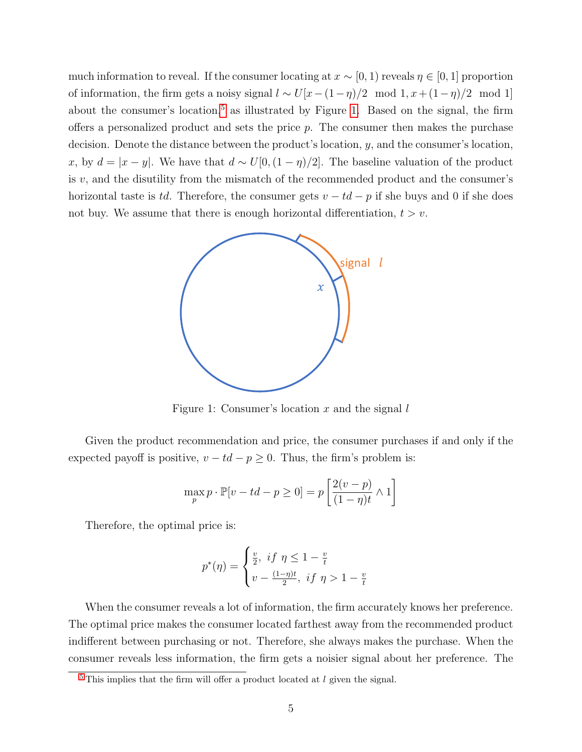much information to reveal. If the consumer locating at $x \sim [0, 1)$ reveals $\eta \in [0, 1]$ proportion of information, the firm gets a noisy signal $l \sim U[x - (1-\eta)/2 \mod 1, x + (1-\eta)/2 \mod 1]$ about the consumer's location,[5] as illustrated by Figure 1. Based on the signal, the firm offers a personalized product and sets the price $p$. The consumer then makes the purchase decision. Denote the distance between the product's location, $y$, and the consumer's location, $x$, by $d = |x - y|$. We have that $d \sim U[0, (1-\eta)/2]$. The baseline valuation of the product is $v$, and the disutility from the mismatch of the recommended product and the consumer's horizontal taste is $td$. Therefore, the consumer gets $v - td - p$ if she buys and 0 if she does not buy. We assume that there is enough horizontal differentiation, $t > v$.

Figure 1: Consumer's location $x$ and the signal $l$

Given the product recommendation and price, the consumer purchases if and only if the expected payoff is positive, $v - td - p \geq 0$. Thus, the firm's problem is:

$$\max_p p \cdot \mathbb{P}[v - td - p \geq 0] = p \left[ \frac{2(v-p)}{(1-\eta)t} \wedge 1 \right]$$

Therefore, the optimal price is:

$$p^*(\eta) = \begin{cases} \frac{v}{2}, \; if \; \eta \leq 1 - \frac{v}{t} \\ v - \frac{(1-\eta)t}{2}, \; if \; \eta > 1 - \frac{v}{t} \end{cases}$$

When the consumer reveals a lot of information, the firm accurately knows her preference. The optimal price makes the consumer located farthest away from the recommended product indifferent between purchasing or not. Therefore, she always makes the purchase. When the consumer reveals less information, the firm gets a noisier signal about her preference. The

[5] This implies that the firm will offer a product located at $l$ given the signal.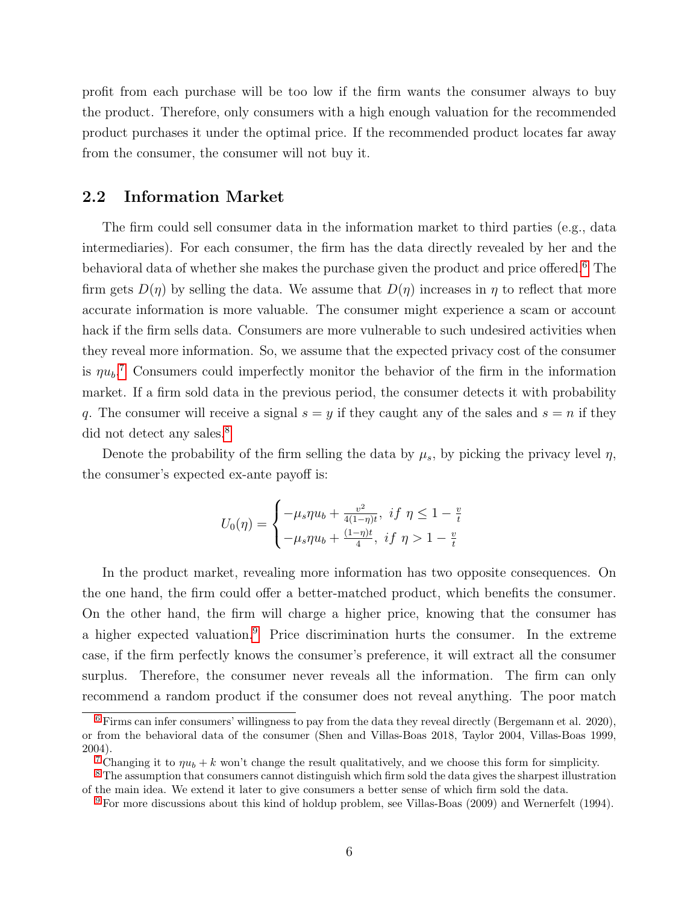profit from each purchase will be too low if the firm wants the consumer always to buy the product. Therefore, only consumers with a high enough valuation for the recommended product purchases it under the optimal price. If the recommended product locates far away from the consumer, the consumer will not buy it.

## 2.2 Information Market

The firm could sell consumer data in the information market to third parties (e.g., data intermediaries). For each consumer, the firm has the data directly revealed by her and the behavioral data of whether she makes the purchase given the product and price offered.[6] The firm gets $D(\eta)$ by selling the data. We assume that $D(\eta)$ increases in $\eta$ to reflect that more accurate information is more valuable. The consumer might experience a scam or account hack if the firm sells data. Consumers are more vulnerable to such undesired activities when they reveal more information. So, we assume that the expected privacy cost of the consumer is $\eta u_b$.[7] Consumers could imperfectly monitor the behavior of the firm in the information market. If a firm sold data in the previous period, the consumer detects it with probability $q$. The consumer will receive a signal $s = y$ if they caught any of the sales and $s = n$ if they did not detect any sales.[8]

Denote the probability of the firm selling the data by $\mu_s$, by picking the privacy level $\eta$, the consumer's expected ex-ante payoff is:

$$U_0(\eta) = \begin{cases} -\mu_s \eta u_b + \frac{v^2}{4(1-\eta)t}, & if \ \eta \leq 1 - \frac{v}{t} \\ -\mu_s \eta u_b + \frac{(1-\eta)t}{4}, & if \ \eta > 1 - \frac{v}{t} \end{cases}$$

In the product market, revealing more information has two opposite consequences. On the one hand, the firm could offer a better-matched product, which benefits the consumer. On the other hand, the firm will charge a higher price, knowing that the consumer has a higher expected valuation.[9] Price discrimination hurts the consumer. In the extreme case, if the firm perfectly knows the consumer's preference, it will extract all the consumer surplus. Therefore, the consumer never reveals all the information. The firm can only recommend a random product if the consumer does not reveal anything. The poor match

---

[6] Firms can infer consumers' willingness to pay from the data they reveal directly (Bergemann et al. 2020), or from the behavioral data of the consumer (Shen and Villas-Boas 2018, Taylor 2004, Villas-Boas 1999, 2004).

[7] Changing it to $\eta u_b + k$ won't change the result qualitatively, and we choose this form for simplicity.

[8] The assumption that consumers cannot distinguish which firm sold the data gives the sharpest illustration of the main idea. We extend it later to give consumers a better sense of which firm sold the data.

[9] For more discussions about this kind of holdup problem, see Villas-Boas (2009) and Wernerfelt (1994).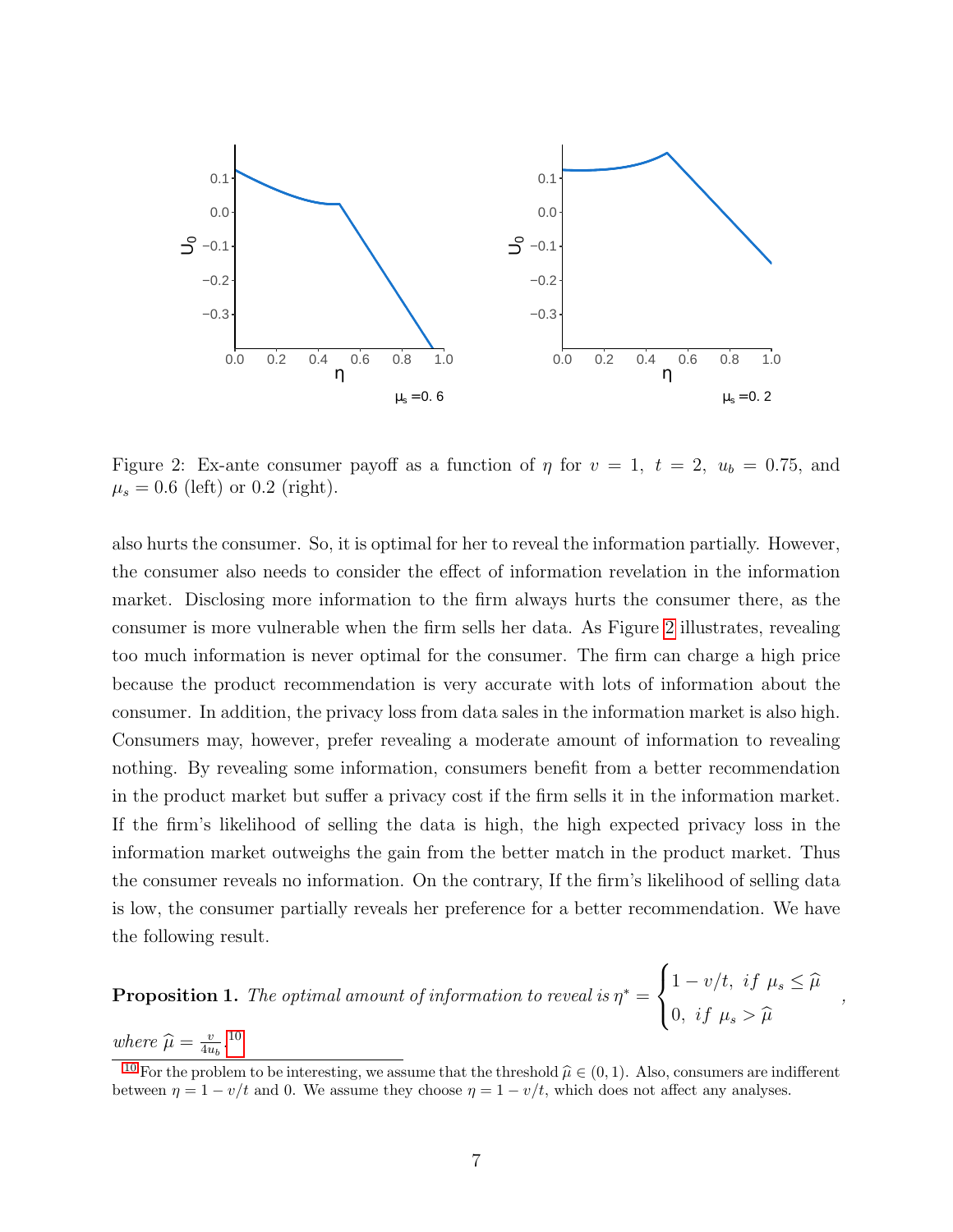Figure 2: Ex-ante consumer payoff as a function of $\eta$ for $v = 1$, $t = 2$, $u_b = 0.75$, and $\mu_s = 0.6$ (left) or 0.2 (right).

also hurts the consumer. So, it is optimal for her to reveal the information partially. However, the consumer also needs to consider the effect of information revelation in the information market. Disclosing more information to the firm always hurts the consumer there, as the consumer is more vulnerable when the firm sells her data. As Figure 2 illustrates, revealing too much information is never optimal for the consumer. The firm can charge a high price because the product recommendation is very accurate with lots of information about the consumer. In addition, the privacy loss from data sales in the information market is also high. Consumers may, however, prefer revealing a moderate amount of information to revealing nothing. By revealing some information, consumers benefit from a better recommendation in the product market but suffer a privacy cost if the firm sells it in the information market. If the firm's likelihood of selling the data is high, the high expected privacy loss in the information market outweighs the gain from the better match in the product market. Thus the consumer reveals no information. On the contrary, If the firm's likelihood of selling data is low, the consumer partially reveals her preference for a better recommendation. We have the following result.

**Proposition 1.** *The optimal amount of information to reveal is* $\eta^* = \begin{cases} 1 - v/t, & if \ \mu_s \leq \widehat{\mu} \\ 0, & if \ \mu_s > \widehat{\mu} \end{cases}$,

*where* $\widehat{\mu} = \frac{v}{4u_b}$.[10]

[10] For the problem to be interesting, we assume that the threshold $\widehat{\mu} \in (0, 1)$. Also, consumers are indifferent between $\eta = 1 - v/t$ and 0. We assume they choose $\eta = 1 - v/t$, which does not affect any analyses.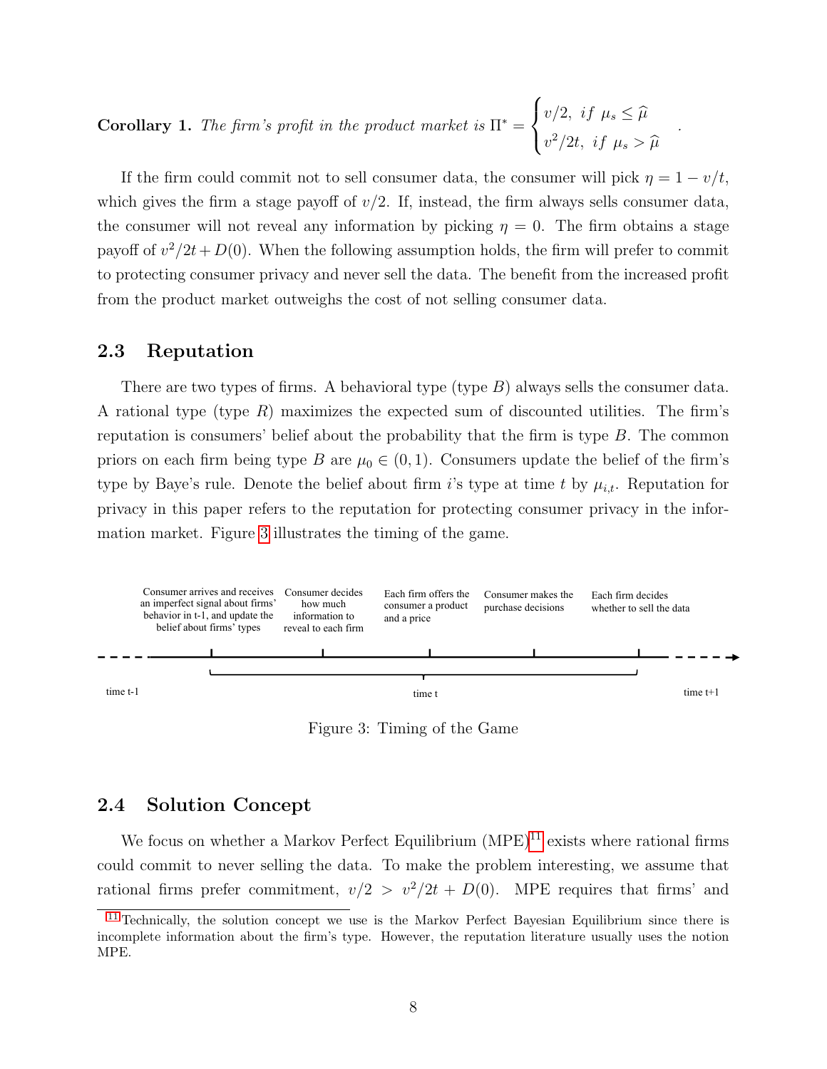**Corollary 1.** *The firm's profit in the product market is* $\Pi^* = \begin{cases} v/2, & if\ \mu_s \le \widehat{\mu} \\ v^2/2t, & if\ \mu_s > \widehat{\mu} \end{cases}$.

If the firm could commit not to sell consumer data, the consumer will pick $\eta = 1 - v/t$, which gives the firm a stage payoff of $v/2$. If, instead, the firm always sells consumer data, the consumer will not reveal any information by picking $\eta = 0$. The firm obtains a stage payoff of $v^2/2t + D(0)$. When the following assumption holds, the firm will prefer to commit to protecting consumer privacy and never sell the data. The benefit from the increased profit from the product market outweighs the cost of not selling consumer data.

### 2.3 Reputation

There are two types of firms. A behavioral type (type $B$) always sells the consumer data. A rational type (type $R$) maximizes the expected sum of discounted utilities. The firm's reputation is consumers' belief about the probability that the firm is type $B$. The common priors on each firm being type $B$ are $\mu_0 \in (0, 1)$. Consumers update the belief of the firm's type by Baye's rule. Denote the belief about firm $i$'s type at time $t$ by $\mu_{i,t}$. Reputation for privacy in this paper refers to the reputation for protecting consumer privacy in the information market. Figure 3 illustrates the timing of the game.

time t-1 — Consumer arrives and receives an imperfect signal about firms' behavior in t-1, and update the belief about firms' types — Consumer decides how much information to reveal to each firm — Each firm offers the consumer a product and a price — Consumer makes the purchase decisions — Each firm decides whether to sell the data — time t+1 (steps between t-1 and t+1 constitute time t)

Figure 3: Timing of the Game

### 2.4 Solution Concept

We focus on whether a Markov Perfect Equilibrium (MPE)[11] exists where rational firms could commit to never selling the data. To make the problem interesting, we assume that rational firms prefer commitment, $v/2 > v^2/2t + D(0)$. MPE requires that firms' and

[11] Technically, the solution concept we use is the Markov Perfect Bayesian Equilibrium since there is incomplete information about the firm's type. However, the reputation literature usually uses the notion MPE.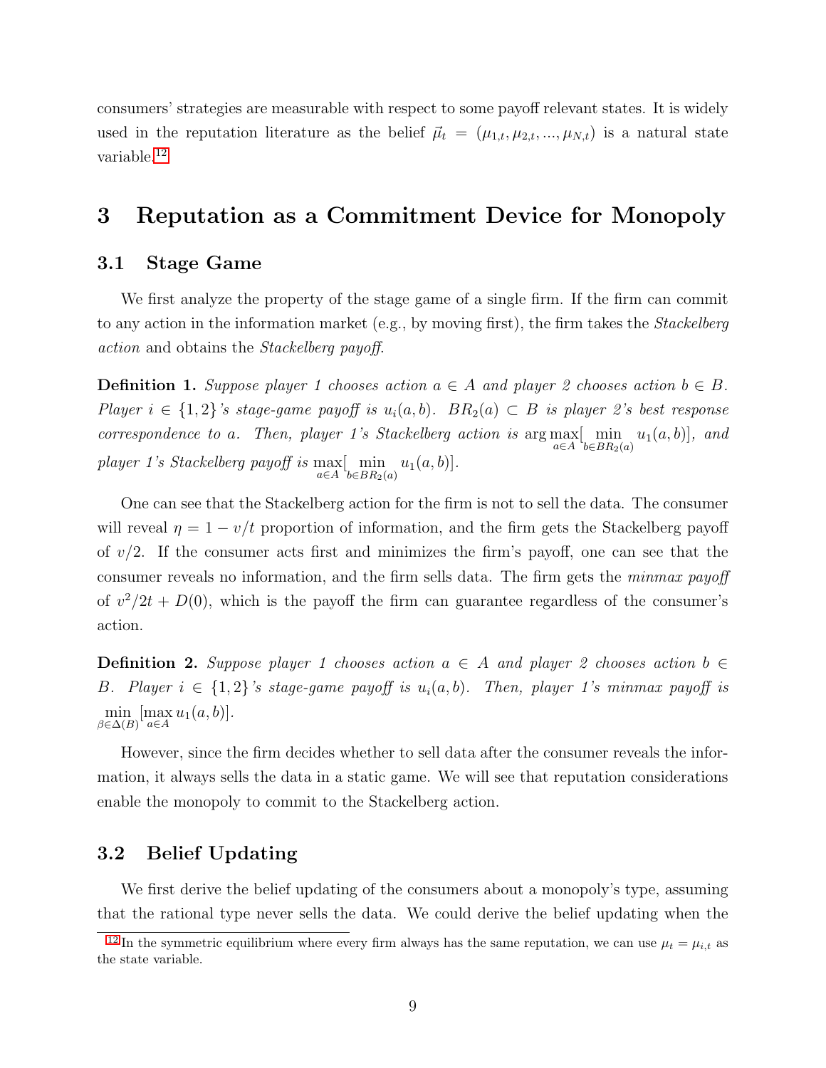consumers' strategies are measurable with respect to some payoff relevant states. It is widely used in the reputation literature as the belief $\vec{\mu}_t = (\mu_{1,t}, \mu_{2,t}, ..., \mu_{N,t})$ is a natural state variable.[12]

# 3 Reputation as a Commitment Device for Monopoly

## 3.1 Stage Game

We first analyze the property of the stage game of a single firm. If the firm can commit to any action in the information market (e.g., by moving first), the firm takes the *Stackelberg action* and obtains the *Stackelberg payoff*.

**Definition 1.** *Suppose player 1 chooses action $a \in A$ and player 2 chooses action $b \in B$. Player $i \in \{1, 2\}$'s stage-game payoff is $u_i(a, b)$. $BR_2(a) \subset B$ is player 2's best response correspondence to $a$. Then, player 1's Stackelberg action is $\arg\max_{a\in A}[\min_{b\in BR_2(a)} u_1(a, b)]$, and player 1's Stackelberg payoff is $\max_{a\in A}[\min_{b\in BR_2(a)} u_1(a, b)]$.*

One can see that the Stackelberg action for the firm is not to sell the data. The consumer will reveal $\eta = 1 - v/t$ proportion of information, and the firm gets the Stackelberg payoff of $v/2$. If the consumer acts first and minimizes the firm's payoff, one can see that the consumer reveals no information, and the firm sells data. The firm gets the *minmax payoff* of $v^2/2t + D(0)$, which is the payoff the firm can guarantee regardless of the consumer's action.

**Definition 2.** *Suppose player 1 chooses action $a \in A$ and player 2 chooses action $b \in B$. Player $i \in \{1, 2\}$'s stage-game payoff is $u_i(a, b)$. Then, player 1's minmax payoff is $\min_{\beta\in\Delta(B)}[\max_{a\in A} u_1(a, b)]$.*

However, since the firm decides whether to sell data after the consumer reveals the information, it always sells the data in a static game. We will see that reputation considerations enable the monopoly to commit to the Stackelberg action.

## 3.2 Belief Updating

We first derive the belief updating of the consumers about a monopoly's type, assuming that the rational type never sells the data. We could derive the belief updating when the

[12] In the symmetric equilibrium where every firm always has the same reputation, we can use $\mu_t = \mu_{i,t}$ as the state variable.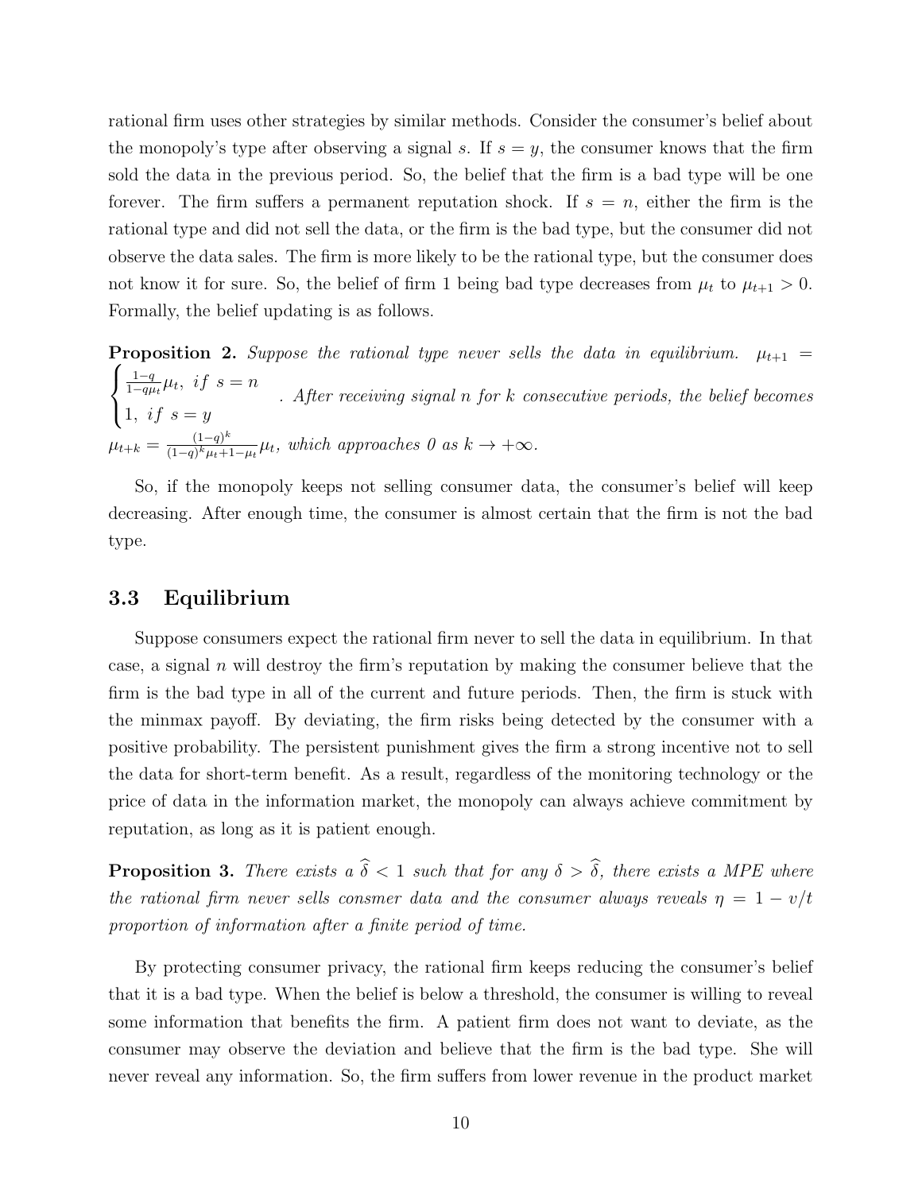rational firm uses other strategies by similar methods. Consider the consumer's belief about the monopoly's type after observing a signal $s$. If $s = y$, the consumer knows that the firm sold the data in the previous period. So, the belief that the firm is a bad type will be one forever. The firm suffers a permanent reputation shock. If $s = n$, either the firm is the rational type and did not sell the data, or the firm is the bad type, but the consumer did not observe the data sales. The firm is more likely to be the rational type, but the consumer does not know it for sure. So, the belief of firm 1 being bad type decreases from $\mu_t$ to $\mu_{t+1} > 0$. Formally, the belief updating is as follows.

**Proposition 2.** *Suppose the rational type never sells the data in equilibrium.* $\mu_{t+1} = \begin{cases} \frac{1-q}{1-q\mu_t}\mu_t, \; if \; s = n \\ 1, \; if \; s = y \end{cases}$*. After receiving signal n for k consecutive periods, the belief becomes* $\mu_{t+k} = \frac{(1-q)^k}{(1-q)^k \mu_t + 1 - \mu_t}\mu_t$*, which approaches 0 as* $k \to +\infty$*.*

So, if the monopoly keeps not selling consumer data, the consumer's belief will keep decreasing. After enough time, the consumer is almost certain that the firm is not the bad type.

### 3.3 Equilibrium

Suppose consumers expect the rational firm never to sell the data in equilibrium. In that case, a signal $n$ will destroy the firm's reputation by making the consumer believe that the firm is the bad type in all of the current and future periods. Then, the firm is stuck with the minmax payoff. By deviating, the firm risks being detected by the consumer with a positive probability. The persistent punishment gives the firm a strong incentive not to sell the data for short-term benefit. As a result, regardless of the monitoring technology or the price of data in the information market, the monopoly can always achieve commitment by reputation, as long as it is patient enough.

**Proposition 3.** *There exists a* $\widehat{\delta} < 1$ *such that for any* $\delta > \widehat{\delta}$*, there exists a MPE where the rational firm never sells consmer data and the consumer always reveals* $\eta = 1 - v/t$ *proportion of information after a finite period of time.*

By protecting consumer privacy, the rational firm keeps reducing the consumer's belief that it is a bad type. When the belief is below a threshold, the consumer is willing to reveal some information that benefits the firm. A patient firm does not want to deviate, as the consumer may observe the deviation and believe that the firm is the bad type. She will never reveal any information. So, the firm suffers from lower revenue in the product market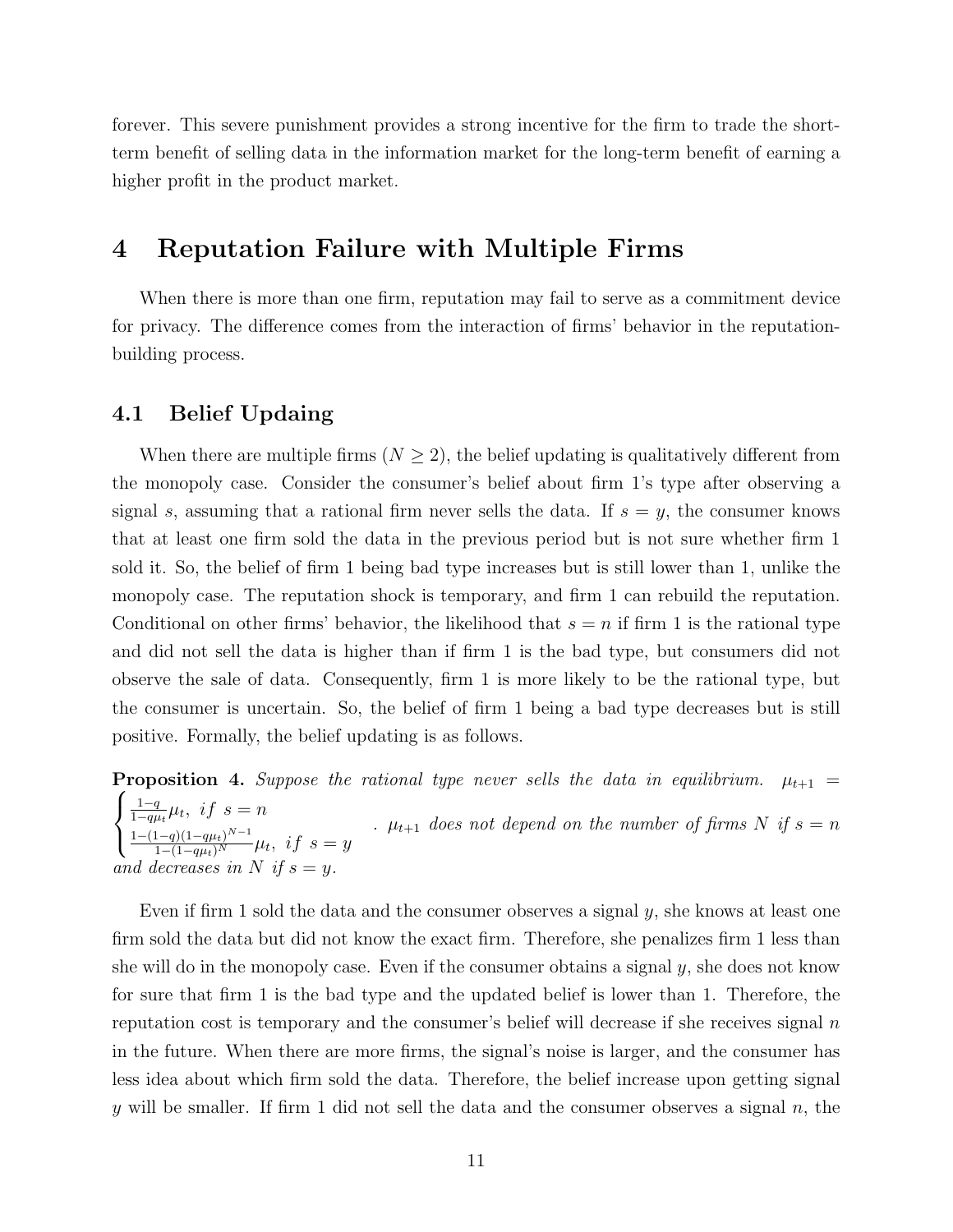forever. This severe punishment provides a strong incentive for the firm to trade the short-term benefit of selling data in the information market for the long-term benefit of earning a higher profit in the product market.

# 4 Reputation Failure with Multiple Firms

When there is more than one firm, reputation may fail to serve as a commitment device for privacy. The difference comes from the interaction of firms' behavior in the reputation-building process.

## 4.1 Belief Updaing

When there are multiple firms ($N \geq 2$), the belief updating is qualitatively different from the monopoly case. Consider the consumer's belief about firm 1's type after observing a signal $s$, assuming that a rational firm never sells the data. If $s = y$, the consumer knows that at least one firm sold the data in the previous period but is not sure whether firm 1 sold it. So, the belief of firm 1 being bad type increases but is still lower than 1, unlike the monopoly case. The reputation shock is temporary, and firm 1 can rebuild the reputation. Conditional on other firms' behavior, the likelihood that $s = n$ if firm 1 is the rational type and did not sell the data is higher than if firm 1 is the bad type, but consumers did not observe the sale of data. Consequently, firm 1 is more likely to be the rational type, but the consumer is uncertain. So, the belief of firm 1 being a bad type decreases but is still positive. Formally, the belief updating is as follows.

**Proposition 4.** *Suppose the rational type never sells the data in equilibrium.* $\mu_{t+1} = \begin{cases} \frac{1-q}{1-q\mu_t}\mu_t, & if\ \ s = n \\ \frac{1-(1-q)(1-q\mu_t)^{N-1}}{1-(1-q\mu_t)^N}\mu_t, & if\ \ s = y \end{cases}$. $\mu_{t+1}$ *does not depend on the number of firms* $N$ *if* $s = n$ *and decreases in* $N$ *if* $s = y$.

Even if firm 1 sold the data and the consumer observes a signal $y$, she knows at least one firm sold the data but did not know the exact firm. Therefore, she penalizes firm 1 less than she will do in the monopoly case. Even if the consumer obtains a signal $y$, she does not know for sure that firm 1 is the bad type and the updated belief is lower than 1. Therefore, the reputation cost is temporary and the consumer's belief will decrease if she receives signal $n$ in the future. When there are more firms, the signal's noise is larger, and the consumer has less idea about which firm sold the data. Therefore, the belief increase upon getting signal $y$ will be smaller. If firm 1 did not sell the data and the consumer observes a signal $n$, the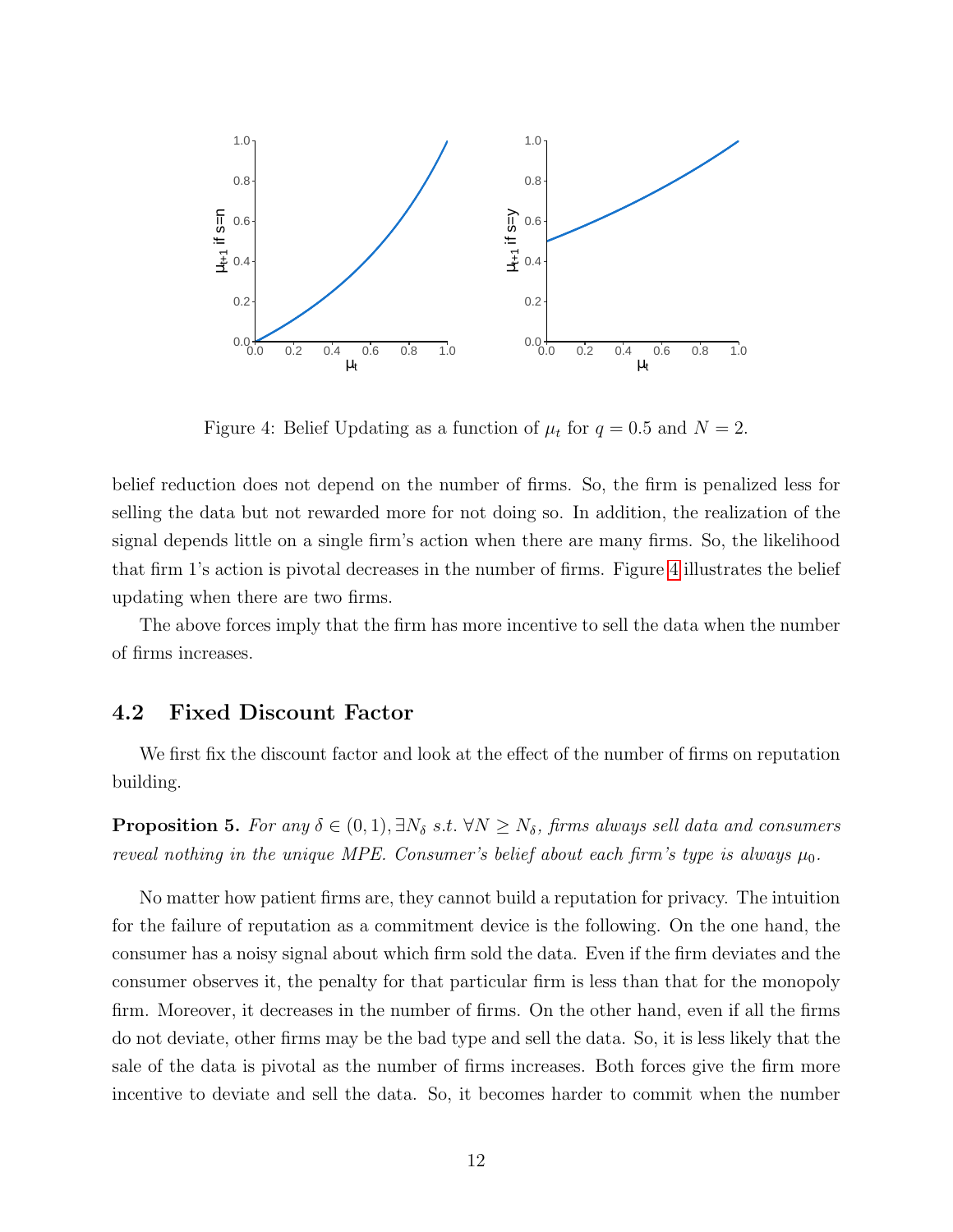Figure 4: Belief Updating as a function of $\mu_t$ for $q = 0.5$ and $N = 2$.

belief reduction does not depend on the number of firms. So, the firm is penalized less for selling the data but not rewarded more for not doing so. In addition, the realization of the signal depends little on a single firm's action when there are many firms. So, the likelihood that firm 1's action is pivotal decreases in the number of firms. Figure 4 illustrates the belief updating when there are two firms.

The above forces imply that the firm has more incentive to sell the data when the number of firms increases.

## 4.2 Fixed Discount Factor

We first fix the discount factor and look at the effect of the number of firms on reputation building.

**Proposition 5.** *For any $\delta \in (0, 1), \exists N_\delta$ s.t. $\forall N \geq N_\delta$, firms always sell data and consumers reveal nothing in the unique MPE. Consumer's belief about each firm's type is always $\mu_0$.*

No matter how patient firms are, they cannot build a reputation for privacy. The intuition for the failure of reputation as a commitment device is the following. On the one hand, the consumer has a noisy signal about which firm sold the data. Even if the firm deviates and the consumer observes it, the penalty for that particular firm is less than that for the monopoly firm. Moreover, it decreases in the number of firms. On the other hand, even if all the firms do not deviate, other firms may be the bad type and sell the data. So, it is less likely that the sale of the data is pivotal as the number of firms increases. Both forces give the firm more incentive to deviate and sell the data. So, it becomes harder to commit when the number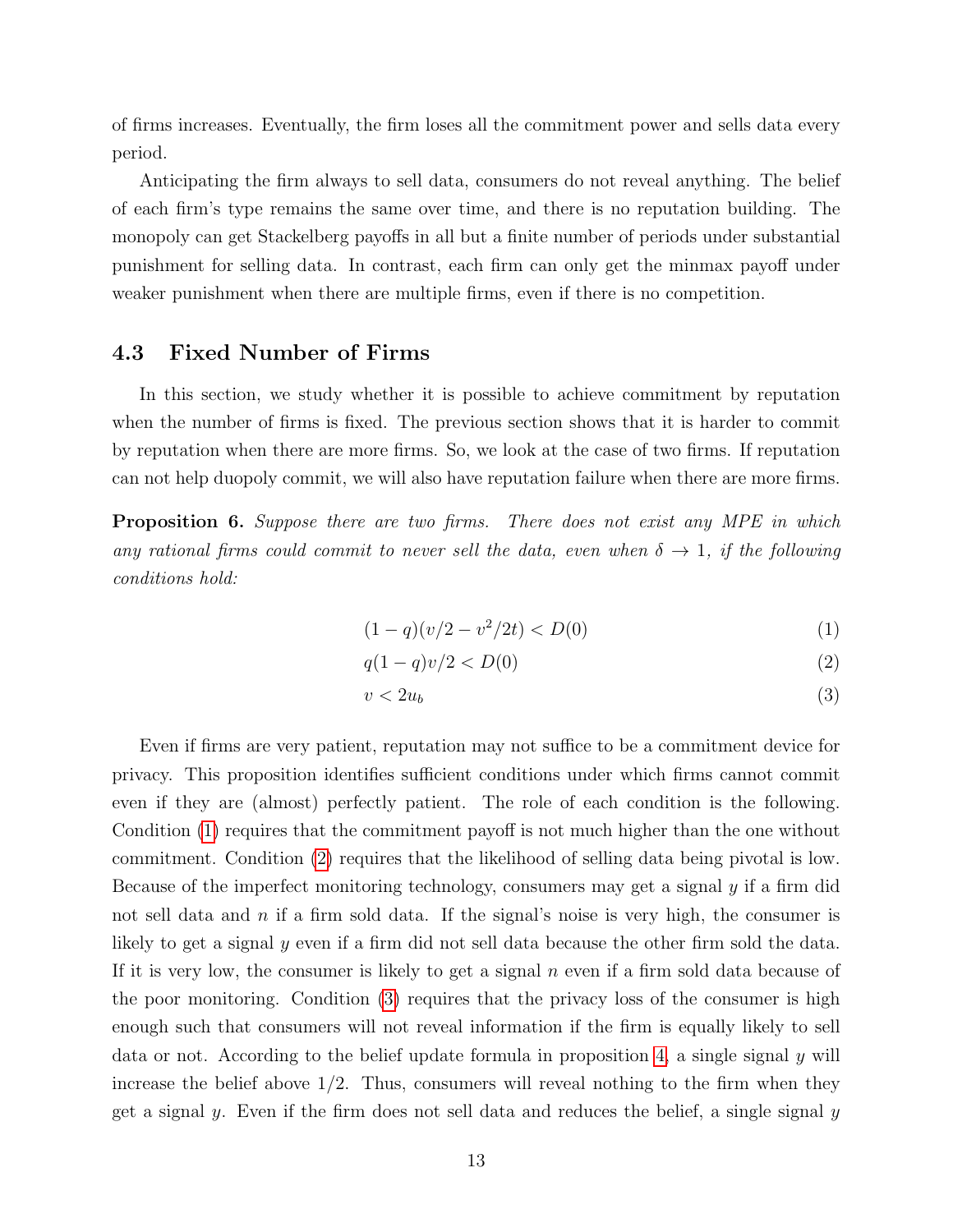of firms increases. Eventually, the firm loses all the commitment power and sells data every period.

Anticipating the firm always to sell data, consumers do not reveal anything. The belief of each firm's type remains the same over time, and there is no reputation building. The monopoly can get Stackelberg payoffs in all but a finite number of periods under substantial punishment for selling data. In contrast, each firm can only get the minmax payoff under weaker punishment when there are multiple firms, even if there is no competition.

### 4.3 Fixed Number of Firms

In this section, we study whether it is possible to achieve commitment by reputation when the number of firms is fixed. The previous section shows that it is harder to commit by reputation when there are more firms. So, we look at the case of two firms. If reputation can not help duopoly commit, we will also have reputation failure when there are more firms.

**Proposition 6.** *Suppose there are two firms. There does not exist any MPE in which any rational firms could commit to never sell the data, even when $\delta \to 1$, if the following conditions hold:*

$$(1-q)(v/2 - v^2/2t) < D(0) \tag{1}$$

$$q(1-q)v/2 < D(0) \tag{2}$$

$$v < 2u_b \tag{3}$$

Even if firms are very patient, reputation may not suffice to be a commitment device for privacy. This proposition identifies sufficient conditions under which firms cannot commit even if they are (almost) perfectly patient. The role of each condition is the following. Condition (1) requires that the commitment payoff is not much higher than the one without commitment. Condition (2) requires that the likelihood of selling data being pivotal is low. Because of the imperfect monitoring technology, consumers may get a signal $y$ if a firm did not sell data and $n$ if a firm sold data. If the signal's noise is very high, the consumer is likely to get a signal $y$ even if a firm did not sell data because the other firm sold the data. If it is very low, the consumer is likely to get a signal $n$ even if a firm sold data because of the poor monitoring. Condition (3) requires that the privacy loss of the consumer is high enough such that consumers will not reveal information if the firm is equally likely to sell data or not. According to the belief update formula in proposition 4, a single signal $y$ will increase the belief above 1/2. Thus, consumers will reveal nothing to the firm when they get a signal $y$. Even if the firm does not sell data and reduces the belief, a single signal $y$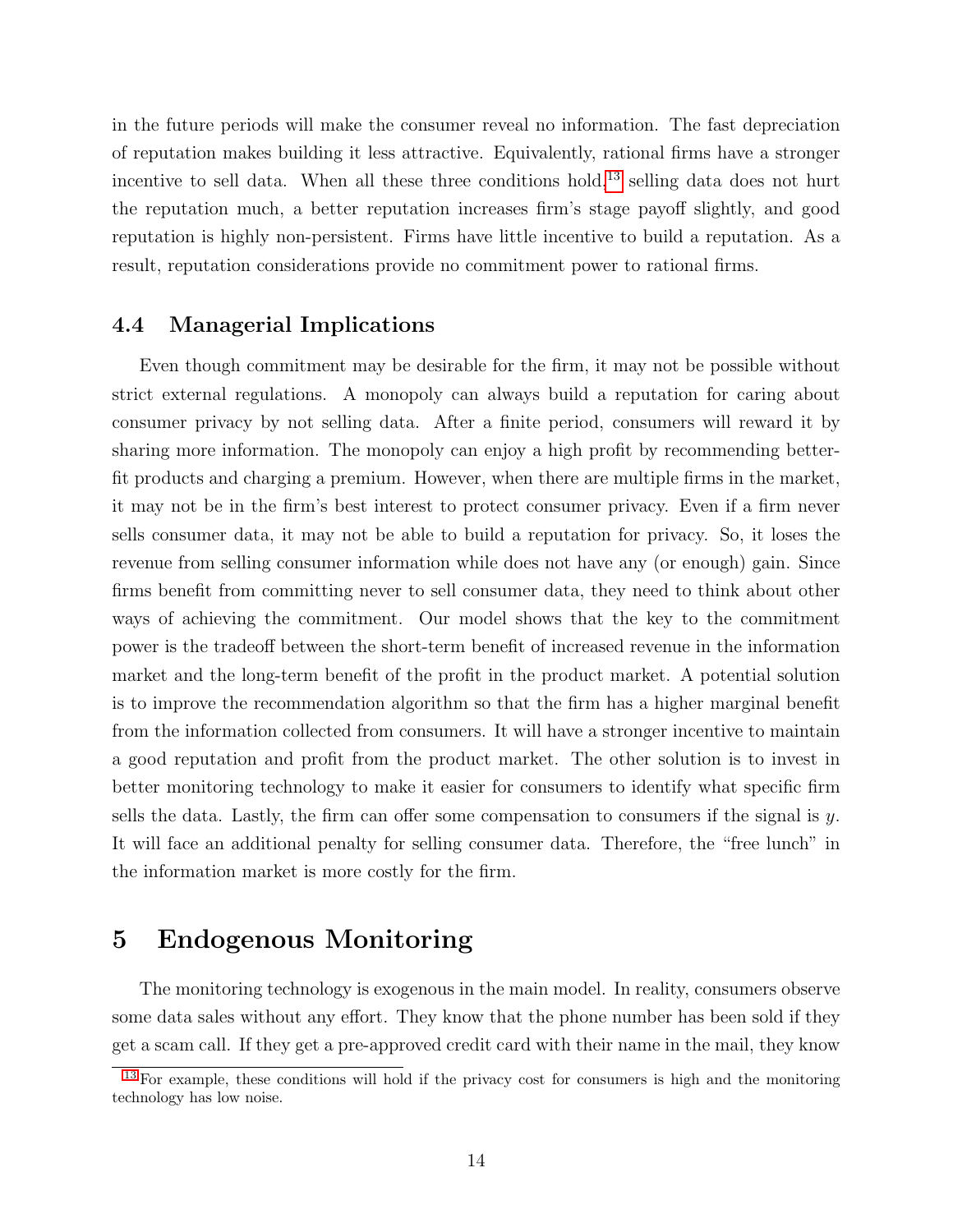in the future periods will make the consumer reveal no information. The fast depreciation of reputation makes building it less attractive. Equivalently, rational firms have a stronger incentive to sell data. When all these three conditions hold,[13] selling data does not hurt the reputation much, a better reputation increases firm's stage payoff slightly, and good reputation is highly non-persistent. Firms have little incentive to build a reputation. As a result, reputation considerations provide no commitment power to rational firms.

### 4.4 Managerial Implications

Even though commitment may be desirable for the firm, it may not be possible without strict external regulations. A monopoly can always build a reputation for caring about consumer privacy by not selling data. After a finite period, consumers will reward it by sharing more information. The monopoly can enjoy a high profit by recommending better-fit products and charging a premium. However, when there are multiple firms in the market, it may not be in the firm's best interest to protect consumer privacy. Even if a firm never sells consumer data, it may not be able to build a reputation for privacy. So, it loses the revenue from selling consumer information while does not have any (or enough) gain. Since firms benefit from committing never to sell consumer data, they need to think about other ways of achieving the commitment. Our model shows that the key to the commitment power is the tradeoff between the short-term benefit of increased revenue in the information market and the long-term benefit of the profit in the product market. A potential solution is to improve the recommendation algorithm so that the firm has a higher marginal benefit from the information collected from consumers. It will have a stronger incentive to maintain a good reputation and profit from the product market. The other solution is to invest in better monitoring technology to make it easier for consumers to identify what specific firm sells the data. Lastly, the firm can offer some compensation to consumers if the signal is $y$. It will face an additional penalty for selling consumer data. Therefore, the "free lunch" in the information market is more costly for the firm.

## 5 Endogenous Monitoring

The monitoring technology is exogenous in the main model. In reality, consumers observe some data sales without any effort. They know that the phone number has been sold if they get a scam call. If they get a pre-approved credit card with their name in the mail, they know

[13] For example, these conditions will hold if the privacy cost for consumers is high and the monitoring technology has low noise.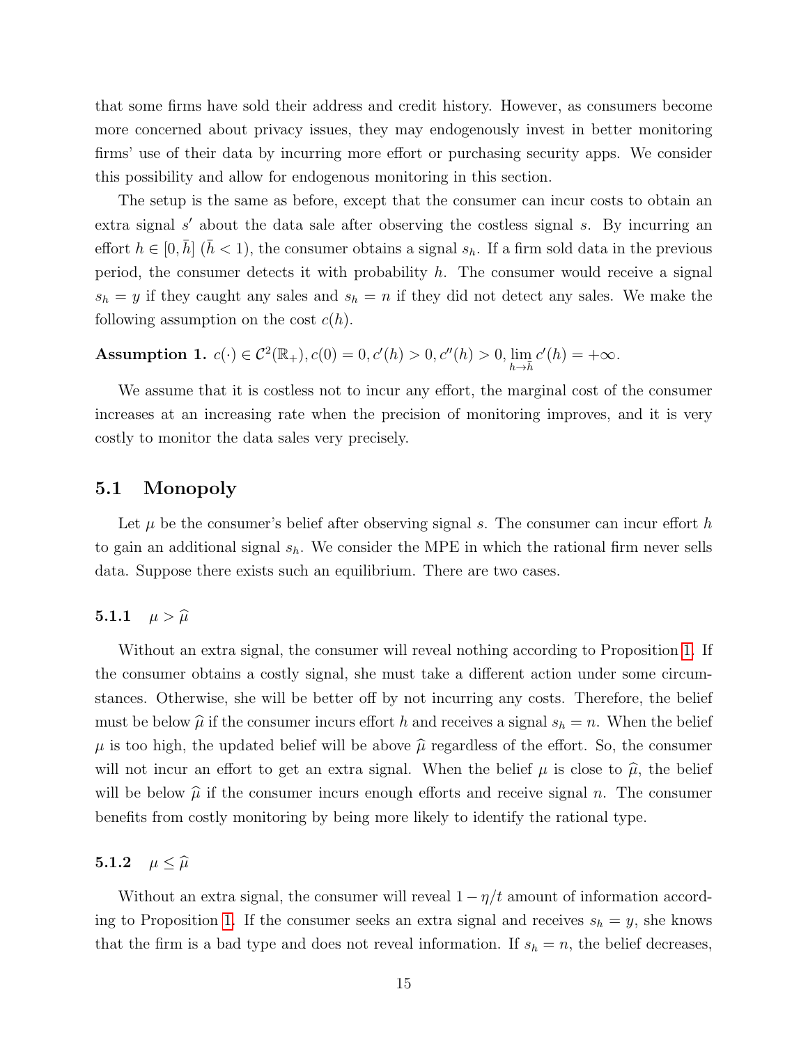that some firms have sold their address and credit history. However, as consumers become more concerned about privacy issues, they may endogenously invest in better monitoring firms' use of their data by incurring more effort or purchasing security apps. We consider this possibility and allow for endogenous monitoring in this section.

The setup is the same as before, except that the consumer can incur costs to obtain an extra signal $s'$ about the data sale after observing the costless signal $s$. By incurring an effort $h \in [0, \bar{h}]$ ($\bar{h} < 1$), the consumer obtains a signal $s_h$. If a firm sold data in the previous period, the consumer detects it with probability $h$. The consumer would receive a signal $s_h = y$ if they caught any sales and $s_h = n$ if they did not detect any sales. We make the following assumption on the cost $c(h)$.

**Assumption 1.** $c(\cdot) \in \mathcal{C}^2(\mathbb{R}_+), c(0) = 0, c'(h) > 0, c''(h) > 0, \lim_{h \to \bar{h}} c'(h) = +\infty.$

We assume that it is costless not to incur any effort, the marginal cost of the consumer increases at an increasing rate when the precision of monitoring improves, and it is very costly to monitor the data sales very precisely.

## 5.1 Monopoly

Let $\mu$ be the consumer's belief after observing signal $s$. The consumer can incur effort $h$ to gain an additional signal $s_h$. We consider the MPE in which the rational firm never sells data. Suppose there exists such an equilibrium. There are two cases.

### 5.1.1 $\mu > \widehat{\mu}$

Without an extra signal, the consumer will reveal nothing according to Proposition 1. If the consumer obtains a costly signal, she must take a different action under some circumstances. Otherwise, she will be better off by not incurring any costs. Therefore, the belief must be below $\widehat{\mu}$ if the consumer incurs effort $h$ and receives a signal $s_h = n$. When the belief $\mu$ is too high, the updated belief will be above $\widehat{\mu}$ regardless of the effort. So, the consumer will not incur an effort to get an extra signal. When the belief $\mu$ is close to $\widehat{\mu}$, the belief will be below $\widehat{\mu}$ if the consumer incurs enough efforts and receive signal $n$. The consumer benefits from costly monitoring by being more likely to identify the rational type.

### 5.1.2 $\mu \leq \widehat{\mu}$

Without an extra signal, the consumer will reveal $1 - \eta/t$ amount of information according to Proposition 1. If the consumer seeks an extra signal and receives $s_h = y$, she knows that the firm is a bad type and does not reveal information. If $s_h = n$, the belief decreases,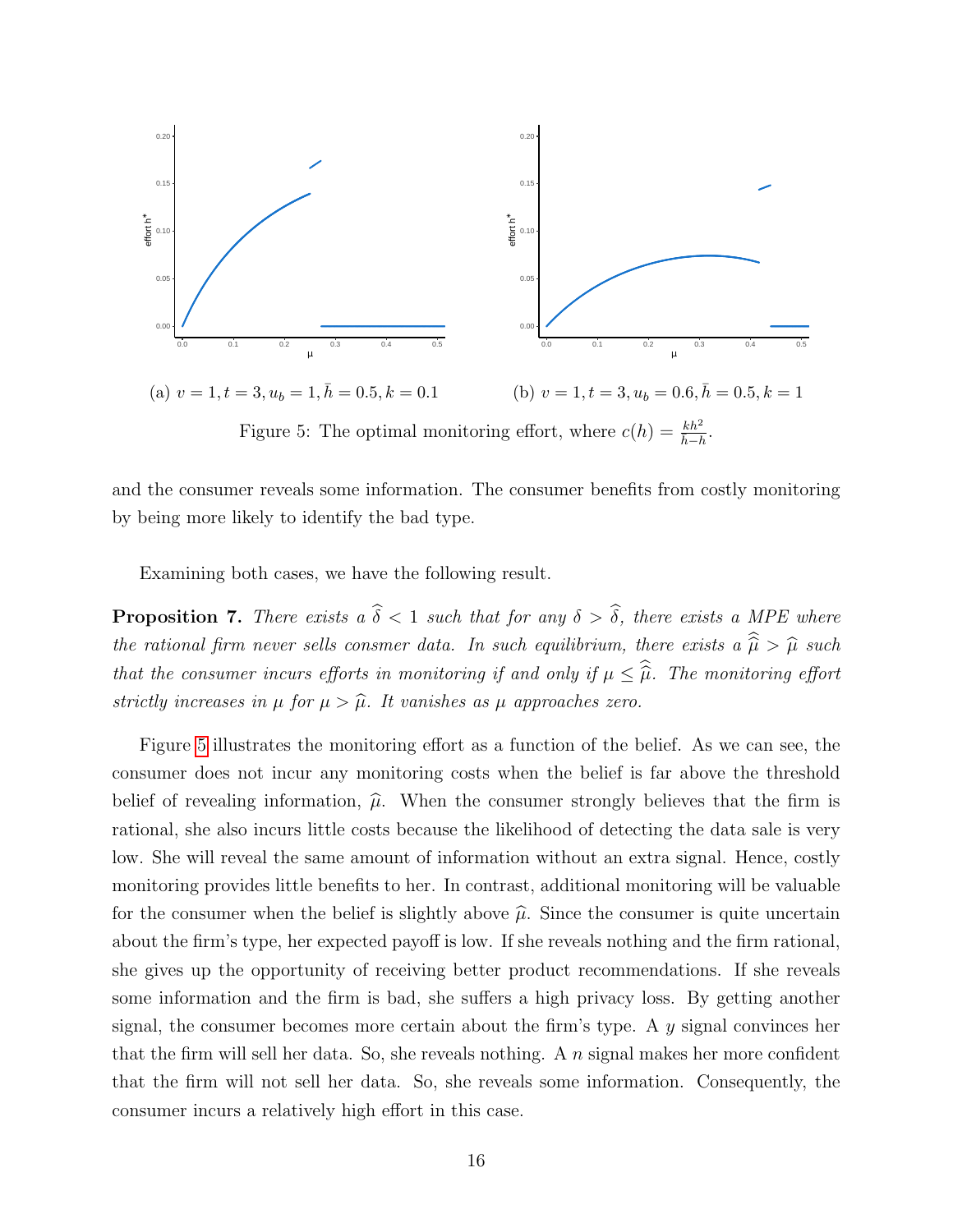(a) $v = 1, t = 3, u_b = 1, \bar{h} = 0.5, k = 0.1$

(b) $v = 1, t = 3, u_b = 0.6, \bar{h} = 0.5, k = 1$

Figure 5: The optimal monitoring effort, where $c(h) = \frac{kh^2}{\bar{h}-h}$.

and the consumer reveals some information. The consumer benefits from costly monitoring by being more likely to identify the bad type.

Examining both cases, we have the following result.

**Proposition 7.** *There exists a $\widehat{\delta} < 1$ such that for any $\delta > \widehat{\delta}$, there exists a MPE where the rational firm never sells consmer data. In such equilibrium, there exists a $\widehat{\widehat{\mu}} > \widehat{\mu}$ such that the consumer incurs efforts in monitoring if and only if $\mu \leq \widehat{\widehat{\mu}}$. The monitoring effort strictly increases in $\mu$ for $\mu > \widehat{\mu}$. It vanishes as $\mu$ approaches zero.*

Figure 5 illustrates the monitoring effort as a function of the belief. As we can see, the consumer does not incur any monitoring costs when the belief is far above the threshold belief of revealing information, $\widehat{\mu}$. When the consumer strongly believes that the firm is rational, she also incurs little costs because the likelihood of detecting the data sale is very low. She will reveal the same amount of information without an extra signal. Hence, costly monitoring provides little benefits to her. In contrast, additional monitoring will be valuable for the consumer when the belief is slightly above $\widehat{\mu}$. Since the consumer is quite uncertain about the firm's type, her expected payoff is low. If she reveals nothing and the firm rational, she gives up the opportunity of receiving better product recommendations. If she reveals some information and the firm is bad, she suffers a high privacy loss. By getting another signal, the consumer becomes more certain about the firm's type. A $y$ signal convinces her that the firm will sell her data. So, she reveals nothing. A $n$ signal makes her more confident that the firm will not sell her data. So, she reveals some information. Consequently, the consumer incurs a relatively high effort in this case.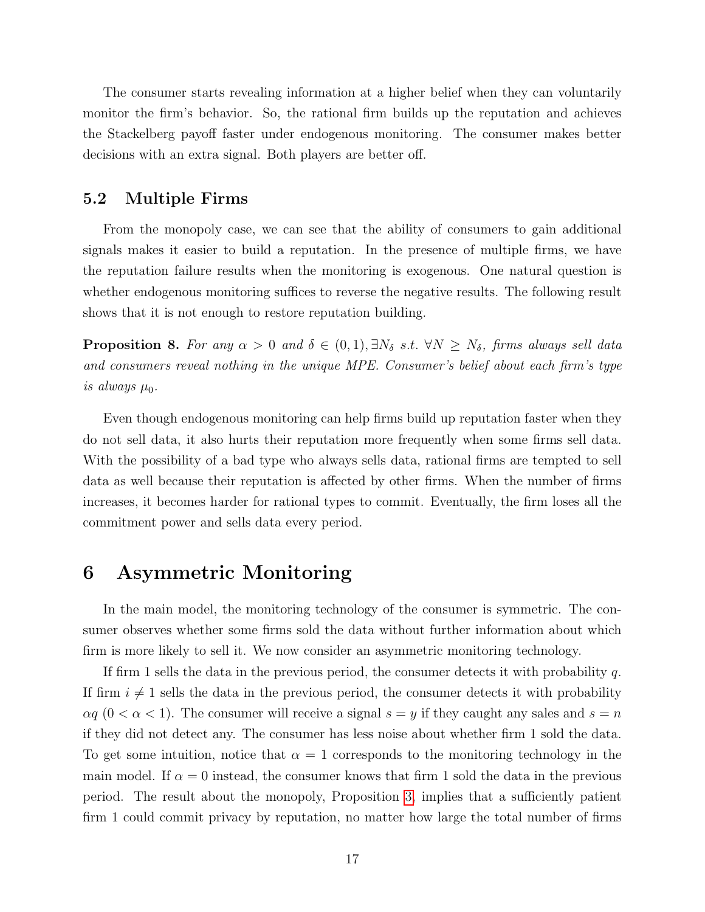The consumer starts revealing information at a higher belief when they can voluntarily monitor the firm's behavior. So, the rational firm builds up the reputation and achieves the Stackelberg payoff faster under endogenous monitoring. The consumer makes better decisions with an extra signal. Both players are better off.

## 5.2 Multiple Firms

From the monopoly case, we can see that the ability of consumers to gain additional signals makes it easier to build a reputation. In the presence of multiple firms, we have the reputation failure results when the monitoring is exogenous. One natural question is whether endogenous monitoring suffices to reverse the negative results. The following result shows that it is not enough to restore reputation building.

**Proposition 8.** *For any $\alpha > 0$ and $\delta \in (0,1), \exists N_\delta$ s.t. $\forall N \geq N_\delta$, firms always sell data and consumers reveal nothing in the unique MPE. Consumer's belief about each firm's type is always $\mu_0$.*

Even though endogenous monitoring can help firms build up reputation faster when they do not sell data, it also hurts their reputation more frequently when some firms sell data. With the possibility of a bad type who always sells data, rational firms are tempted to sell data as well because their reputation is affected by other firms. When the number of firms increases, it becomes harder for rational types to commit. Eventually, the firm loses all the commitment power and sells data every period.

# 6 Asymmetric Monitoring

In the main model, the monitoring technology of the consumer is symmetric. The consumer observes whether some firms sold the data without further information about which firm is more likely to sell it. We now consider an asymmetric monitoring technology.

If firm 1 sells the data in the previous period, the consumer detects it with probability $q$. If firm $i \neq 1$ sells the data in the previous period, the consumer detects it with probability $\alpha q$ $(0 < \alpha < 1)$. The consumer will receive a signal $s = y$ if they caught any sales and $s = n$ if they did not detect any. The consumer has less noise about whether firm 1 sold the data. To get some intuition, notice that $\alpha = 1$ corresponds to the monitoring technology in the main model. If $\alpha = 0$ instead, the consumer knows that firm 1 sold the data in the previous period. The result about the monopoly, Proposition 3, implies that a sufficiently patient firm 1 could commit privacy by reputation, no matter how large the total number of firms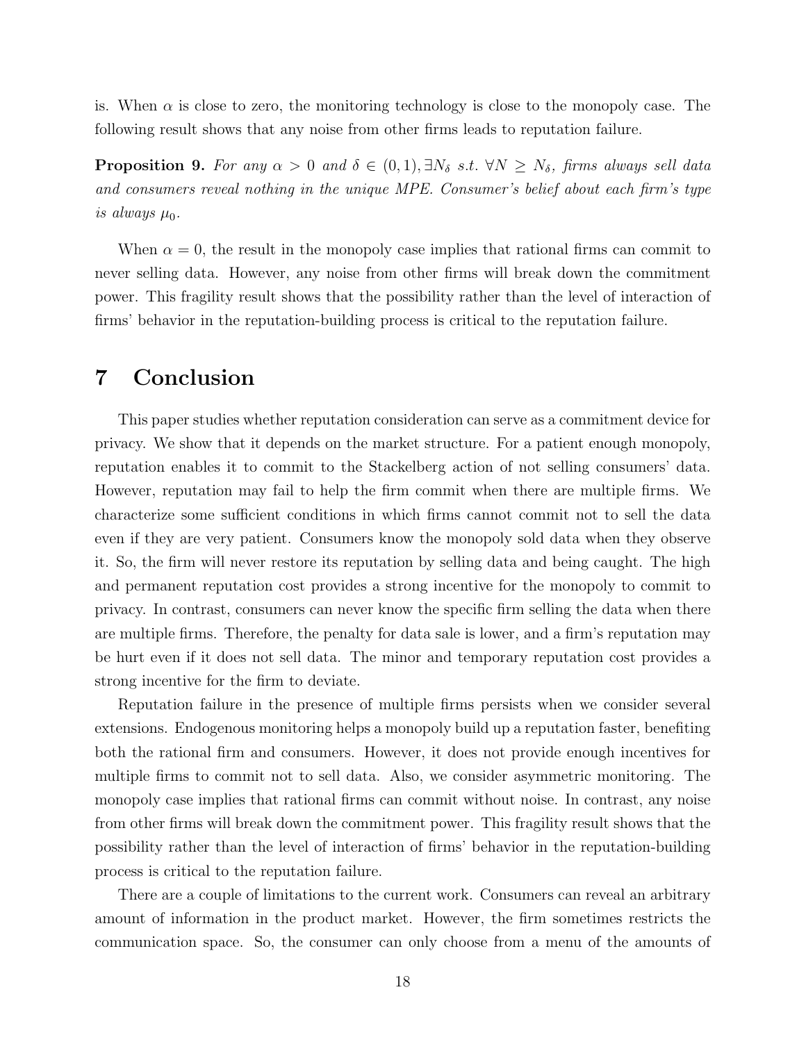is. When $\alpha$ is close to zero, the monitoring technology is close to the monopoly case. The following result shows that any noise from other firms leads to reputation failure.

**Proposition 9.** *For any $\alpha > 0$ and $\delta \in (0, 1)$, $\exists N_\delta$ s.t. $\forall N \geq N_\delta$, firms always sell data and consumers reveal nothing in the unique MPE. Consumer's belief about each firm's type is always $\mu_0$.*

When $\alpha = 0$, the result in the monopoly case implies that rational firms can commit to never selling data. However, any noise from other firms will break down the commitment power. This fragility result shows that the possibility rather than the level of interaction of firms' behavior in the reputation-building process is critical to the reputation failure.

# 7 Conclusion

This paper studies whether reputation consideration can serve as a commitment device for privacy. We show that it depends on the market structure. For a patient enough monopoly, reputation enables it to commit to the Stackelberg action of not selling consumers' data. However, reputation may fail to help the firm commit when there are multiple firms. We characterize some sufficient conditions in which firms cannot commit not to sell the data even if they are very patient. Consumers know the monopoly sold data when they observe it. So, the firm will never restore its reputation by selling data and being caught. The high and permanent reputation cost provides a strong incentive for the monopoly to commit to privacy. In contrast, consumers can never know the specific firm selling the data when there are multiple firms. Therefore, the penalty for data sale is lower, and a firm's reputation may be hurt even if it does not sell data. The minor and temporary reputation cost provides a strong incentive for the firm to deviate.

Reputation failure in the presence of multiple firms persists when we consider several extensions. Endogenous monitoring helps a monopoly build up a reputation faster, benefiting both the rational firm and consumers. However, it does not provide enough incentives for multiple firms to commit not to sell data. Also, we consider asymmetric monitoring. The monopoly case implies that rational firms can commit without noise. In contrast, any noise from other firms will break down the commitment power. This fragility result shows that the possibility rather than the level of interaction of firms' behavior in the reputation-building process is critical to the reputation failure.

There are a couple of limitations to the current work. Consumers can reveal an arbitrary amount of information in the product market. However, the firm sometimes restricts the communication space. So, the consumer can only choose from a menu of the amounts of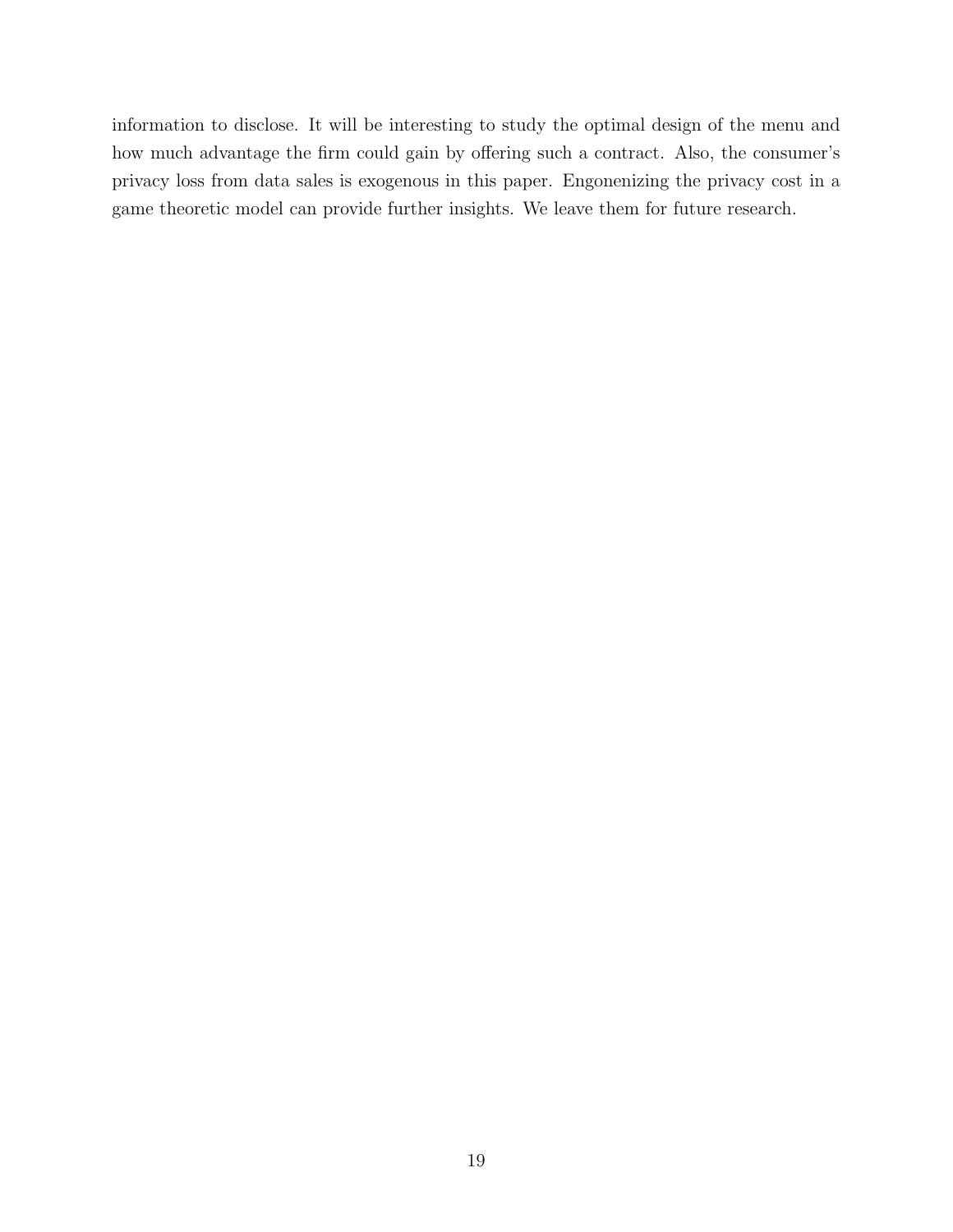information to disclose. It will be interesting to study the optimal design of the menu and how much advantage the firm could gain by offering such a contract. Also, the consumer's privacy loss from data sales is exogenous in this paper. Engonenizing the privacy cost in a game theoretic model can provide further insights. We leave them for future research.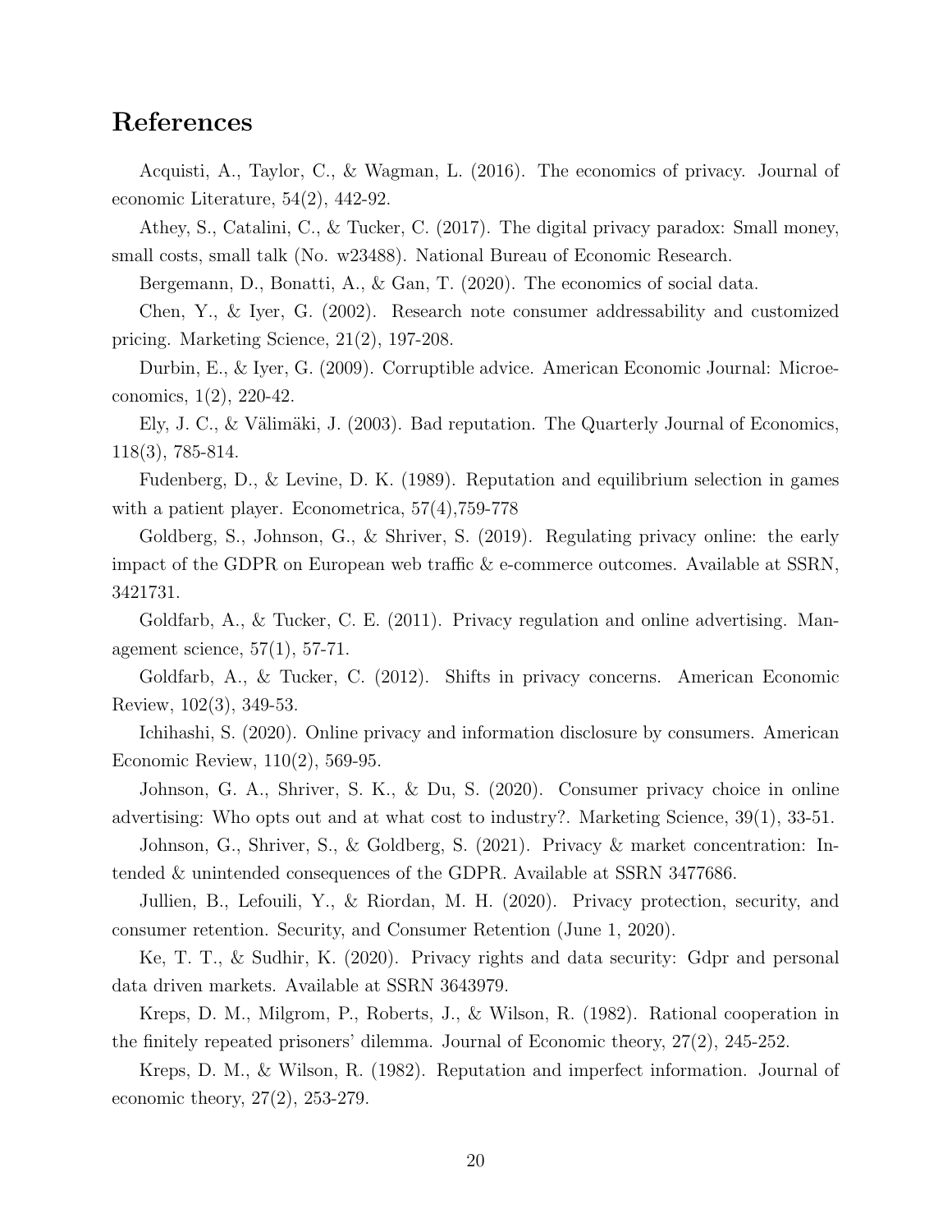## References

Acquisti, A., Taylor, C., & Wagman, L. (2016). The economics of privacy. Journal of economic Literature, 54(2), 442-92.

Athey, S., Catalini, C., & Tucker, C. (2017). The digital privacy paradox: Small money, small costs, small talk (No. w23488). National Bureau of Economic Research.

Bergemann, D., Bonatti, A., & Gan, T. (2020). The economics of social data.

Chen, Y., & Iyer, G. (2002). Research note consumer addressability and customized pricing. Marketing Science, 21(2), 197-208.

Durbin, E., & Iyer, G. (2009). Corruptible advice. American Economic Journal: Microeconomics, 1(2), 220-42.

Ely, J. C., & Välimäki, J. (2003). Bad reputation. The Quarterly Journal of Economics, 118(3), 785-814.

Fudenberg, D., & Levine, D. K. (1989). Reputation and equilibrium selection in games with a patient player. Econometrica, 57(4),759-778

Goldberg, S., Johnson, G., & Shriver, S. (2019). Regulating privacy online: the early impact of the GDPR on European web traffic & e-commerce outcomes. Available at SSRN, 3421731.

Goldfarb, A., & Tucker, C. E. (2011). Privacy regulation and online advertising. Management science, 57(1), 57-71.

Goldfarb, A., & Tucker, C. (2012). Shifts in privacy concerns. American Economic Review, 102(3), 349-53.

Ichihashi, S. (2020). Online privacy and information disclosure by consumers. American Economic Review, 110(2), 569-95.

Johnson, G. A., Shriver, S. K., & Du, S. (2020). Consumer privacy choice in online advertising: Who opts out and at what cost to industry?. Marketing Science, 39(1), 33-51.

Johnson, G., Shriver, S., & Goldberg, S. (2021). Privacy & market concentration: Intended & unintended consequences of the GDPR. Available at SSRN 3477686.

Jullien, B., Lefouili, Y., & Riordan, M. H. (2020). Privacy protection, security, and consumer retention. Security, and Consumer Retention (June 1, 2020).

Ke, T. T., & Sudhir, K. (2020). Privacy rights and data security: Gdpr and personal data driven markets. Available at SSRN 3643979.

Kreps, D. M., Milgrom, P., Roberts, J., & Wilson, R. (1982). Rational cooperation in the finitely repeated prisoners' dilemma. Journal of Economic theory, 27(2), 245-252.

Kreps, D. M., & Wilson, R. (1982). Reputation and imperfect information. Journal of economic theory, 27(2), 253-279.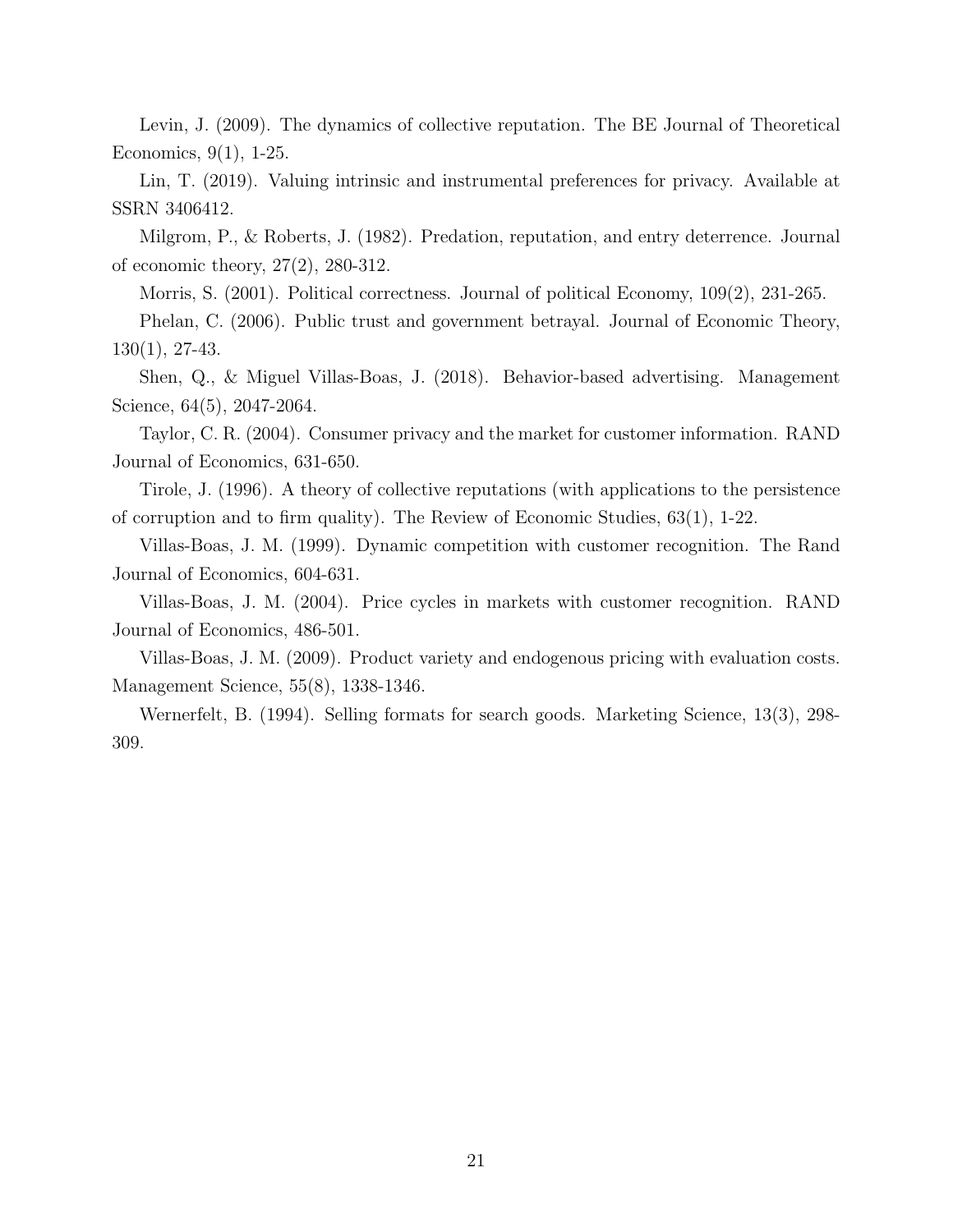Levin, J. (2009). The dynamics of collective reputation. The BE Journal of Theoretical Economics, 9(1), 1-25.

Lin, T. (2019). Valuing intrinsic and instrumental preferences for privacy. Available at SSRN 3406412.

Milgrom, P., & Roberts, J. (1982). Predation, reputation, and entry deterrence. Journal of economic theory, 27(2), 280-312.

Morris, S. (2001). Political correctness. Journal of political Economy, 109(2), 231-265.

Phelan, C. (2006). Public trust and government betrayal. Journal of Economic Theory, 130(1), 27-43.

Shen, Q., & Miguel Villas-Boas, J. (2018). Behavior-based advertising. Management Science, 64(5), 2047-2064.

Taylor, C. R. (2004). Consumer privacy and the market for customer information. RAND Journal of Economics, 631-650.

Tirole, J. (1996). A theory of collective reputations (with applications to the persistence of corruption and to firm quality). The Review of Economic Studies, 63(1), 1-22.

Villas-Boas, J. M. (1999). Dynamic competition with customer recognition. The Rand Journal of Economics, 604-631.

Villas-Boas, J. M. (2004). Price cycles in markets with customer recognition. RAND Journal of Economics, 486-501.

Villas-Boas, J. M. (2009). Product variety and endogenous pricing with evaluation costs. Management Science, 55(8), 1338-1346.

Wernerfelt, B. (1994). Selling formats for search goods. Marketing Science, 13(3), 298-309.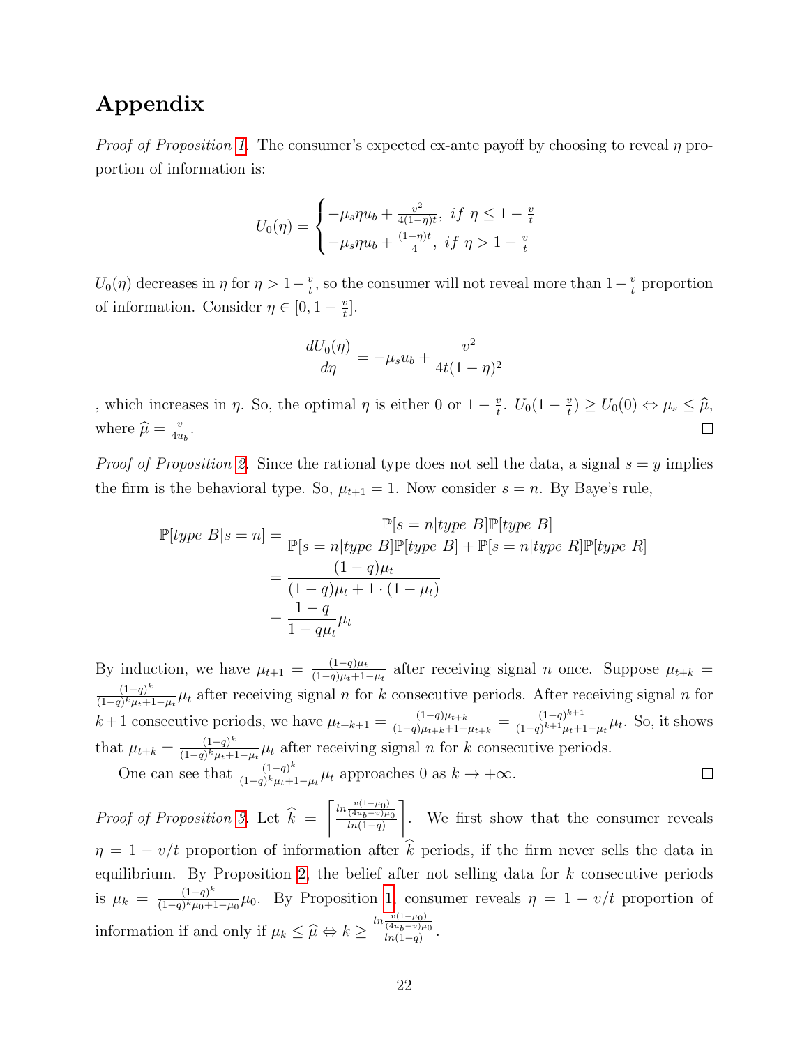# Appendix

*Proof of Proposition 1.* The consumer's expected ex-ante payoff by choosing to reveal $\eta$ proportion of information is:

$$U_0(\eta) = \begin{cases} -\mu_s \eta u_b + \frac{v^2}{4(1-\eta)t}, & if \ \eta \le 1 - \frac{v}{t} \\ -\mu_s \eta u_b + \frac{(1-\eta)t}{4}, & if \ \eta > 1 - \frac{v}{t} \end{cases}$$

$U_0(\eta)$ decreases in $\eta$ for $\eta > 1 - \frac{v}{t}$, so the consumer will not reveal more than $1 - \frac{v}{t}$ proportion of information. Consider $\eta \in [0, 1 - \frac{v}{t}]$.

$$\frac{dU_0(\eta)}{d\eta} = -\mu_s u_b + \frac{v^2}{4t(1-\eta)^2}$$

, which increases in $\eta$. So, the optimal $\eta$ is either 0 or $1 - \frac{v}{t}$. $U_0(1 - \frac{v}{t}) \ge U_0(0) \Leftrightarrow \mu_s \le \widehat{\mu}$, where $\widehat{\mu} = \frac{v}{4u_b}$. □

*Proof of Proposition 2.* Since the rational type does not sell the data, a signal $s = y$ implies the firm is the behavioral type. So, $\mu_{t+1} = 1$. Now consider $s = n$. By Baye's rule,

$$\begin{aligned}
\mathbb{P}[type\ B | s = n] &= \frac{\mathbb{P}[s = n | type\ B]\mathbb{P}[type\ B]}{\mathbb{P}[s = n | type\ B]\mathbb{P}[type\ B] + \mathbb{P}[s = n | type\ R]\mathbb{P}[type\ R]} \\
&= \frac{(1-q)\mu_t}{(1-q)\mu_t + 1 \cdot (1 - \mu_t)} \\
&= \frac{1-q}{1-q\mu_t}\mu_t
\end{aligned}$$

By induction, we have $\mu_{t+1} = \frac{(1-q)\mu_t}{(1-q)\mu_t + 1 - \mu_t}$ after receiving signal $n$ once. Suppose $\mu_{t+k} = \frac{(1-q)^k}{(1-q)^k \mu_t + 1 - \mu_t}\mu_t$ after receiving signal $n$ for $k$ consecutive periods. After receiving signal $n$ for $k+1$ consecutive periods, we have $\mu_{t+k+1} = \frac{(1-q)\mu_{t+k}}{(1-q)\mu_{t+k} + 1 - \mu_{t+k}} = \frac{(1-q)^{k+1}}{(1-q)^{k+1}\mu_t + 1 - \mu_t}\mu_t$. So, it shows that $\mu_{t+k} = \frac{(1-q)^k}{(1-q)^k \mu_t + 1 - \mu_t}\mu_t$ after receiving signal $n$ for $k$ consecutive periods.

One can see that $\frac{(1-q)^k}{(1-q)^k \mu_t + 1 - \mu_t}\mu_t$ approaches 0 as $k \to +\infty$. □

*Proof of Proposition 3.* Let $\widehat{k} = \left\lceil \frac{\ln \frac{v(1-\mu_0)}{(4u_b - v)\mu_0}}{\ln(1-q)} \right\rceil$. We first show that the consumer reveals $\eta = 1 - v/t$ proportion of information after $\widehat{k}$ periods, if the firm never sells the data in equilibrium. By Proposition 2, the belief after not selling data for $k$ consecutive periods is $\mu_k = \frac{(1-q)^k}{(1-q)^k \mu_0 + 1 - \mu_0}\mu_0$. By Proposition 1, consumer reveals $\eta = 1 - v/t$ proportion of information if and only if $\mu_k \le \widehat{\mu} \Leftrightarrow k \ge \frac{\ln \frac{v(1-\mu_0)}{(4u_b - v)\mu_0}}{\ln(1-q)}$.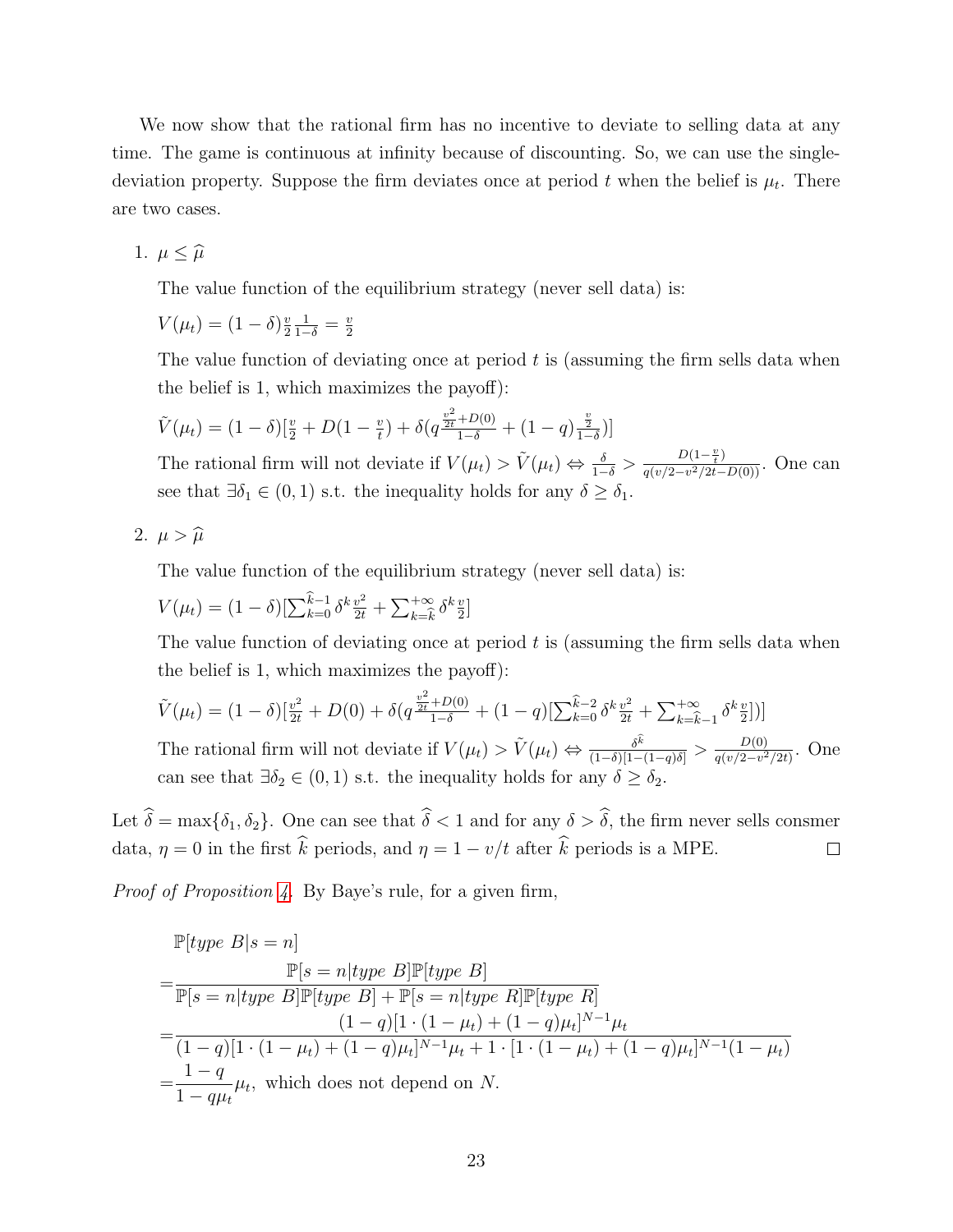We now show that the rational firm has no incentive to deviate to selling data at any time. The game is continuous at infinity because of discounting. So, we can use the single-deviation property. Suppose the firm deviates once at period $t$ when the belief is $\mu_t$. There are two cases.

1. $\mu \leq \widehat{\mu}$

   The value function of the equilibrium strategy (never sell data) is:

   $V(\mu_t) = (1-\delta)\frac{v}{2}\frac{1}{1-\delta} = \frac{v}{2}$

   The value function of deviating once at period $t$ is (assuming the firm sells data when the belief is 1, which maximizes the payoff):

   $\tilde{V}(\mu_t) = (1-\delta)[\frac{v}{2} + D(1-\frac{v}{t}) + \delta(q\frac{\frac{v^2}{2t}+D(0)}{1-\delta} + (1-q)\frac{\frac{v}{2}}{1-\delta})]$

   The rational firm will not deviate if $V(\mu_t) > \tilde{V}(\mu_t) \Leftrightarrow \frac{\delta}{1-\delta} > \frac{D(1-\frac{v}{t})}{q(v/2-v^2/2t-D(0))}$. One can see that $\exists \delta_1 \in (0,1)$ s.t. the inequality holds for any $\delta \geq \delta_1$.

2. $\mu > \widehat{\mu}$

   The value function of the equilibrium strategy (never sell data) is:

   $V(\mu_t) = (1-\delta)[\sum_{k=0}^{\widehat{k}-1}\delta^k\frac{v^2}{2t} + \sum_{k=\widehat{k}}^{+\infty}\delta^k\frac{v}{2}]$

   The value function of deviating once at period $t$ is (assuming the firm sells data when the belief is 1, which maximizes the payoff):

   $\tilde{V}(\mu_t) = (1-\delta)[\frac{v^2}{2t} + D(0) + \delta(q\frac{\frac{v^2}{2t}+D(0)}{1-\delta} + (1-q)[\sum_{k=0}^{\widehat{k}-2}\delta^k\frac{v^2}{2t} + \sum_{k=\widehat{k}-1}^{+\infty}\delta^k\frac{v}{2}])]$

   The rational firm will not deviate if $V(\mu_t) > \tilde{V}(\mu_t) \Leftrightarrow \frac{\delta^{\widehat{k}}}{(1-\delta)[1-(1-q)\delta]} > \frac{D(0)}{q(v/2-v^2/2t)}$. One can see that $\exists \delta_2 \in (0,1)$ s.t. the inequality holds for any $\delta \geq \delta_2$.

Let $\widehat{\delta} = \max\{\delta_1, \delta_2\}$. One can see that $\widehat{\delta} < 1$ and for any $\delta > \widehat{\delta}$, the firm never sells consmer data, $\eta = 0$ in the first $\widehat{k}$ periods, and $\eta = 1 - v/t$ after $\widehat{k}$ periods is a MPE. $\square$

*Proof of Proposition 4.* By Baye's rule, for a given firm,

$$
\begin{aligned}
&\mathbb{P}[type\ B|s=n] \\
=&\frac{\mathbb{P}[s=n|type\ B]\mathbb{P}[type\ B]}{\mathbb{P}[s=n|type\ B]\mathbb{P}[type\ B] + \mathbb{P}[s=n|type\ R]\mathbb{P}[type\ R]} \\
=&\frac{(1-q)[1\cdot(1-\mu_t)+(1-q)\mu_t]^{N-1}\mu_t}{(1-q)[1\cdot(1-\mu_t)+(1-q)\mu_t]^{N-1}\mu_t + 1\cdot[1\cdot(1-\mu_t)+(1-q)\mu_t]^{N-1}(1-\mu_t)} \\
=&\frac{1-q}{1-q\mu_t}\mu_t, \text{ which does not depend on } N.
\end{aligned}
$$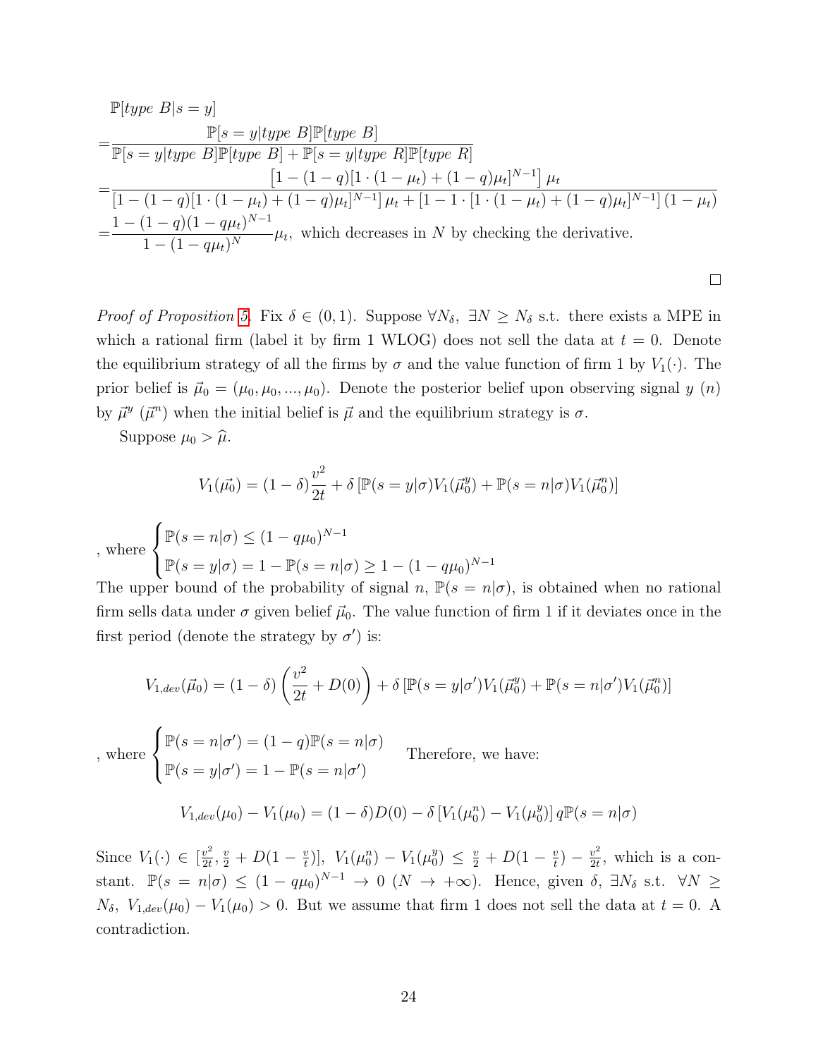$$
\begin{aligned}
&\mathbb{P}[\textit{type } B|s=y]\\
=&\frac{\mathbb{P}[s=y|\textit{type } B]\mathbb{P}[\textit{type } B]}{\mathbb{P}[s=y|\textit{type } B]\mathbb{P}[\textit{type } B]+\mathbb{P}[s=y|\textit{type } R]\mathbb{P}[\textit{type } R]}\\
=&\frac{\left[1-(1-q)[1\cdot(1-\mu_t)+(1-q)\mu_t]^{N-1}\right]\mu_t}{\left[1-(1-q)[1\cdot(1-\mu_t)+(1-q)\mu_t]^{N-1}\right]\mu_t+\left[1-1\cdot[1\cdot(1-\mu_t)+(1-q)\mu_t]^{N-1}\right](1-\mu_t)}\\
=&\frac{1-(1-q)(1-q\mu_t)^{N-1}}{1-(1-q\mu_t)^{N}}\mu_t, \text{ which decreases in } N \text{ by checking the derivative.}
\end{aligned}
$$

□

*Proof of Proposition 5.* Fix $\delta \in (0,1)$. Suppose $\forall N_\delta$, $\exists N \geq N_\delta$ s.t. there exists a MPE in which a rational firm (label it by firm 1 WLOG) does not sell the data at $t=0$. Denote the equilibrium strategy of all the firms by $\sigma$ and the value function of firm 1 by $V_1(\cdot)$. The prior belief is $\vec{\mu}_0 = (\mu_0, \mu_0, ..., \mu_0)$. Denote the posterior belief upon observing signal $y$ ($n$) by $\vec{\mu}^y$ ($\vec{\mu}^n$) when the initial belief is $\vec{\mu}$ and the equilibrium strategy is $\sigma$.

Suppose $\mu_0 > \widehat{\mu}$.

$$V_1(\vec{\mu_0}) = (1-\delta)\frac{v^2}{2t} + \delta\left[\mathbb{P}(s=y|\sigma)V_1(\vec{\mu}_0^y) + \mathbb{P}(s=n|\sigma)V_1(\vec{\mu}_0^n)\right]$$

, where $\begin{cases} \mathbb{P}(s=n|\sigma) \leq (1-q\mu_0)^{N-1} \\ \mathbb{P}(s=y|\sigma) = 1-\mathbb{P}(s=n|\sigma) \geq 1-(1-q\mu_0)^{N-1} \end{cases}$

The upper bound of the probability of signal $n$, $\mathbb{P}(s=n|\sigma)$, is obtained when no rational firm sells data under $\sigma$ given belief $\vec{\mu}_0$. The value function of firm 1 if it deviates once in the first period (denote the strategy by $\sigma'$) is:

$$V_{1,dev}(\vec{\mu_0}) = (1-\delta)\left(\frac{v^2}{2t} + D(0)\right) + \delta\left[\mathbb{P}(s=y|\sigma')V_1(\vec{\mu}_0^y) + \mathbb{P}(s=n|\sigma')V_1(\vec{\mu}_0^n)\right]$$

, where $\begin{cases} \mathbb{P}(s=n|\sigma') = (1-q)\mathbb{P}(s=n|\sigma) \\ \mathbb{P}(s=y|\sigma') = 1-\mathbb{P}(s=n|\sigma') \end{cases}$ Therefore, we have:

$$V_{1,dev}(\mu_0) - V_1(\mu_0) = (1-\delta)D(0) - \delta\left[V_1(\mu_0^n) - V_1(\mu_0^y)\right]q\mathbb{P}(s=n|\sigma)$$

Since $V_1(\cdot) \in [\frac{v^2}{2t}, \frac{v}{2} + D(1-\frac{v}{t})]$, $V_1(\mu_0^n) - V_1(\mu_0^y) \leq \frac{v}{2} + D(1-\frac{v}{t}) - \frac{v^2}{2t}$, which is a constant. $\mathbb{P}(s=n|\sigma) \leq (1-q\mu_0)^{N-1} \to 0$ ($N \to +\infty$). Hence, given $\delta$, $\exists N_\delta$ s.t. $\forall N \geq N_\delta$, $V_{1,dev}(\mu_0) - V_1(\mu_0) > 0$. But we assume that firm 1 does not sell the data at $t=0$. A contradiction.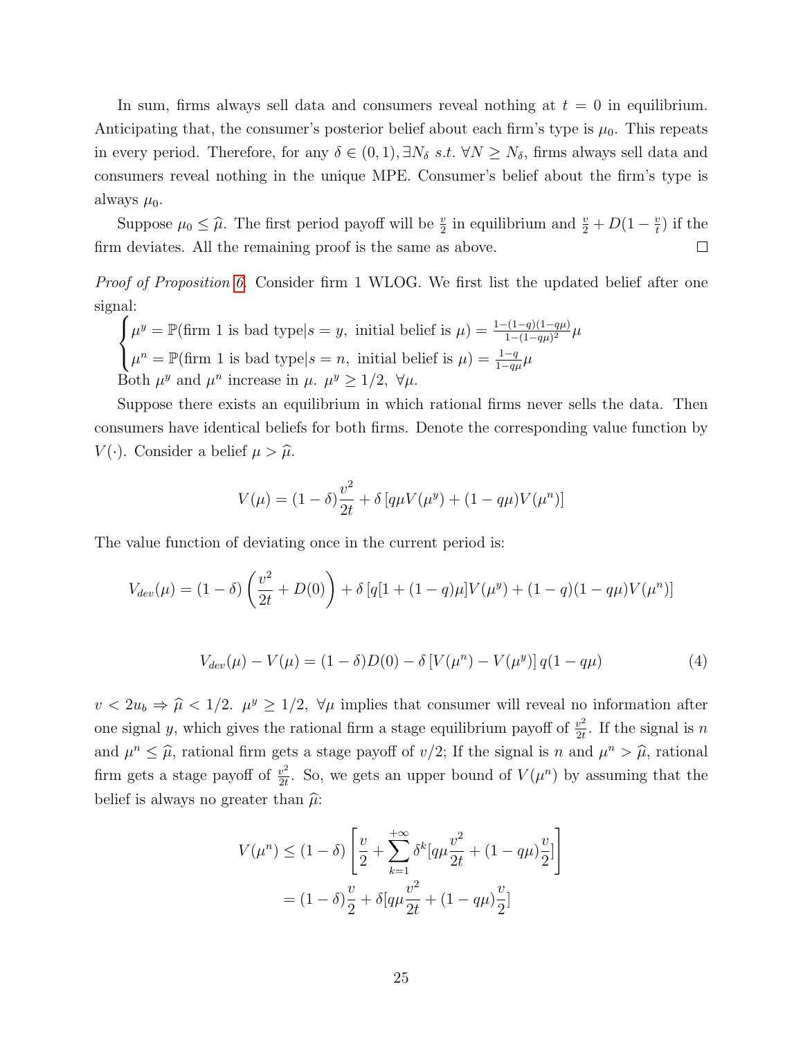In sum, firms always sell data and consumers reveal nothing at $t = 0$ in equilibrium. Anticipating that, the consumer's posterior belief about each firm's type is $\mu_0$. This repeats in every period. Therefore, for any $\delta \in (0,1), \exists N_\delta \ s.t. \ \forall N \geq N_\delta$, firms always sell data and consumers reveal nothing in the unique MPE. Consumer's belief about the firm's type is always $\mu_0$.

Suppose $\mu_0 \leq \widehat{\mu}$. The first period payoff will be $\frac{v}{2}$ in equilibrium and $\frac{v}{2} + D(1 - \frac{v}{t})$ if the firm deviates. All the remaining proof is the same as above. $\square$

*Proof of Proposition 6.* Consider firm 1 WLOG. We first list the updated belief after one signal:

$$\begin{cases} \mu^y = \mathbb{P}(\text{firm 1 is bad type}|s = y, \text{ initial belief is } \mu) = \frac{1-(1-q)(1-q\mu)}{1-(1-q\mu)^2}\mu \\ \mu^n = \mathbb{P}(\text{firm 1 is bad type}|s = n, \text{ initial belief is } \mu) = \frac{1-q}{1-q\mu}\mu \end{cases}$$

Both $\mu^y$ and $\mu^n$ increase in $\mu$. $\mu^y \geq 1/2, \ \forall \mu$.

Suppose there exists an equilibrium in which rational firms never sells the data. Then consumers have identical beliefs for both firms. Denote the corresponding value function by $V(\cdot)$. Consider a belief $\mu > \widehat{\mu}$.

$$V(\mu) = (1-\delta)\frac{v^2}{2t} + \delta\left[q\mu V(\mu^y) + (1-q\mu)V(\mu^n)\right]$$

The value function of deviating once in the current period is:

$$V_{dev}(\mu) = (1-\delta)\left(\frac{v^2}{2t} + D(0)\right) + \delta\left[q[1+(1-q)\mu]V(\mu^y) + (1-q)(1-q\mu)V(\mu^n)\right]$$

$$V_{dev}(\mu) - V(\mu) = (1-\delta)D(0) - \delta\left[V(\mu^n) - V(\mu^y)\right]q(1-q\mu) \tag{4}$$

$v < 2u_b \Rightarrow \widehat{\mu} < 1/2$. $\mu^y \geq 1/2, \ \forall \mu$ implies that consumer will reveal no information after one signal $y$, which gives the rational firm a stage equilibrium payoff of $\frac{v^2}{2t}$. If the signal is $n$ and $\mu^n \leq \widehat{\mu}$, rational firm gets a stage payoff of $v/2$; If the signal is $n$ and $\mu^n > \widehat{\mu}$, rational firm gets a stage payoff of $\frac{v^2}{2t}$. So, we gets an upper bound of $V(\mu^n)$ by assuming that the belief is always no greater than $\widehat{\mu}$:

$$\begin{aligned} V(\mu^n) &\leq (1-\delta)\left[\frac{v}{2} + \sum_{k=1}^{+\infty}\delta^k[q\mu\frac{v^2}{2t} + (1-q\mu)\frac{v}{2}]\right] \\ &= (1-\delta)\frac{v}{2} + \delta[q\mu\frac{v^2}{2t} + (1-q\mu)\frac{v}{2}] \end{aligned}$$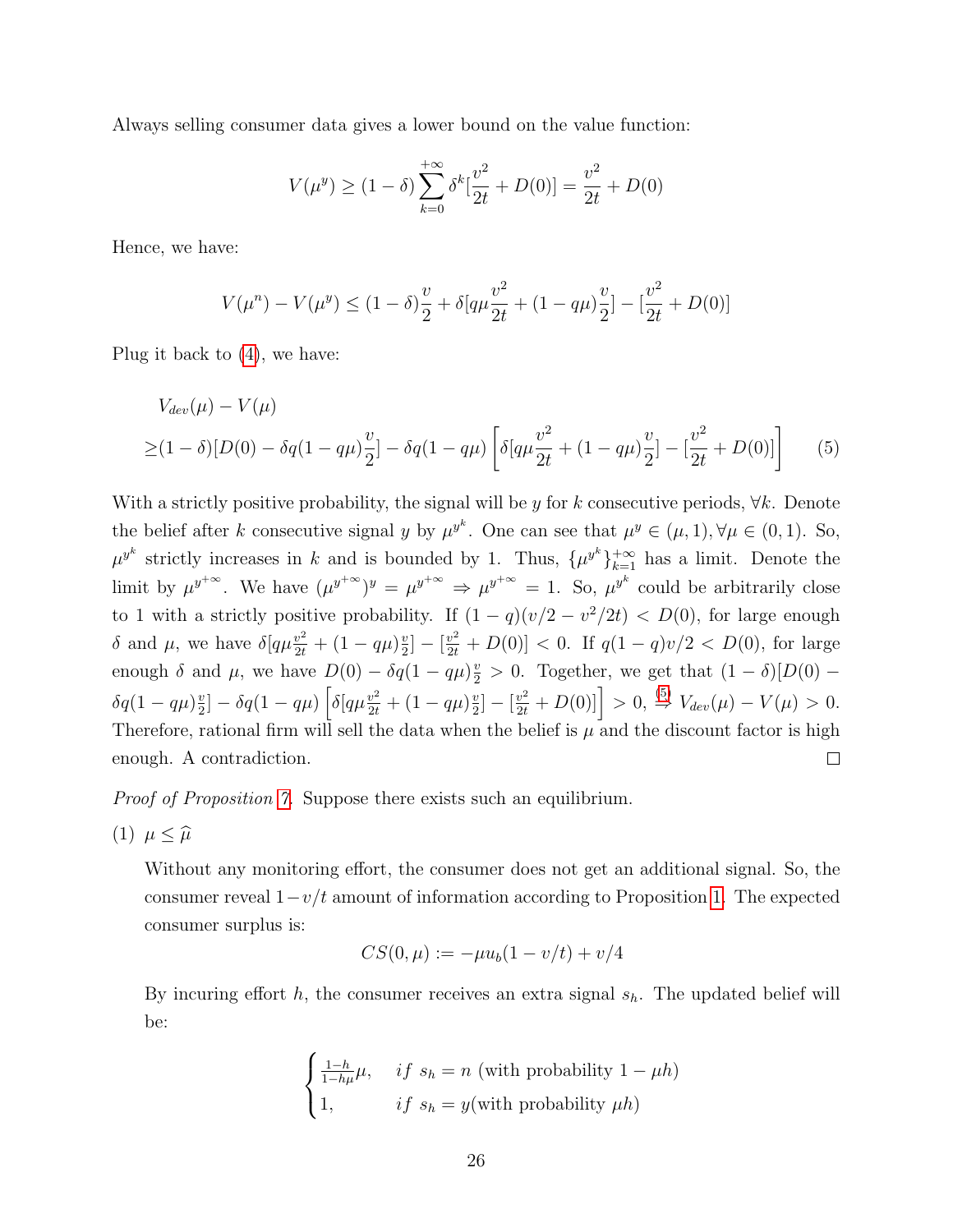Always selling consumer data gives a lower bound on the value function:

$$V(\mu^y) \geq (1-\delta)\sum_{k=0}^{+\infty}\delta^k[\frac{v^2}{2t} + D(0)] = \frac{v^2}{2t} + D(0)$$

Hence, we have:

$$V(\mu^n) - V(\mu^y) \leq (1-\delta)\frac{v}{2} + \delta[q\mu\frac{v^2}{2t} + (1-q\mu)\frac{v}{2}] - [\frac{v^2}{2t} + D(0)]$$

Plug it back to (4), we have:

$$\begin{aligned}
&V_{dev}(\mu) - V(\mu) \\
\geq &(1-\delta)[D(0) - \delta q(1-q\mu)\frac{v}{2}] - \delta q(1-q\mu)\left[\delta[q\mu\frac{v^2}{2t} + (1-q\mu)\frac{v}{2}] - [\frac{v^2}{2t} + D(0)]\right]
\end{aligned} \tag{5}$$

With a strictly positive probability, the signal will be $y$ for $k$ consecutive periods, $\forall k$. Denote the belief after $k$ consecutive signal $y$ by $\mu^{y^k}$. One can see that $\mu^y \in (\mu, 1), \forall \mu \in (0,1)$. So, $\mu^{y^k}$ strictly increases in $k$ and is bounded by 1. Thus, $\{\mu^{y^k}\}_{k=1}^{+\infty}$ has a limit. Denote the limit by $\mu^{y^{+\infty}}$. We have $(\mu^{y^{+\infty}})^y = \mu^{y^{+\infty}} \Rightarrow \mu^{y^{+\infty}} = 1$. So, $\mu^{y^k}$ could be arbitrarily close to 1 with a strictly positive probability. If $(1-q)(v/2 - v^2/2t) < D(0)$, for large enough $\delta$ and $\mu$, we have $\delta[q\mu\frac{v^2}{2t} + (1-q\mu)\frac{v}{2}] - [\frac{v^2}{2t} + D(0)] < 0$. If $q(1-q)v/2 < D(0)$, for large enough $\delta$ and $\mu$, we have $D(0) - \delta q(1-q\mu)\frac{v}{2} > 0$. Together, we get that $(1-\delta)[D(0) - \delta q(1-q\mu)\frac{v}{2}] - \delta q(1-q\mu)\left[\delta[q\mu\frac{v^2}{2t} + (1-q\mu)\frac{v}{2}] - [\frac{v^2}{2t} + D(0)]\right] > 0, \overset{(5)}{\Rightarrow} V_{dev}(\mu) - V(\mu) > 0$. Therefore, rational firm will sell the data when the belief is $\mu$ and the discount factor is high enough. A contradiction. □

*Proof of Proposition 7.* Suppose there exists such an equilibrium.

(1) $\mu \leq \widehat{\mu}$

Without any monitoring effort, the consumer does not get an additional signal. So, the consumer reveal $1 - v/t$ amount of information according to Proposition 1. The expected consumer surplus is:

$$CS(0,\mu) := -\mu u_b(1 - v/t) + v/4$$

By incuring effort $h$, the consumer receives an extra signal $s_h$. The updated belief will be:

$$\begin{cases} \frac{1-h}{1-h\mu}\mu, & if\ s_h = n \text{ (with probability } 1-\mu h) \\ 1, & if\ s_h = y \text{(with probability } \mu h) \end{cases}$$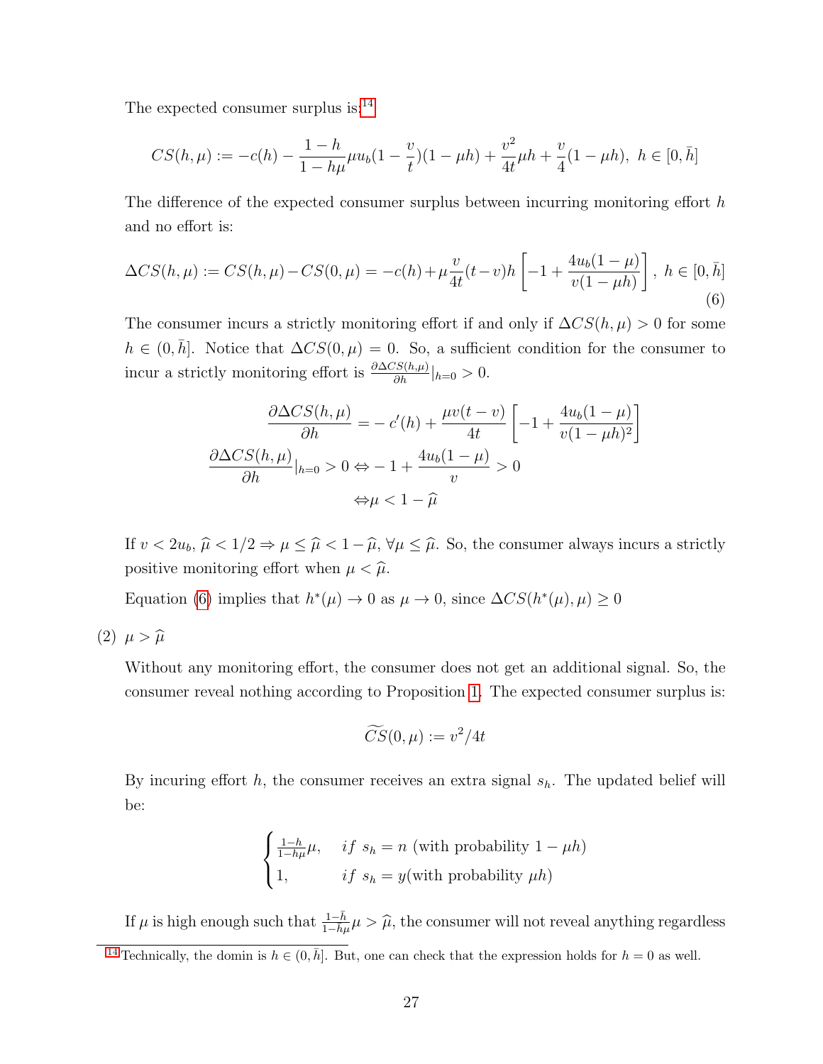The expected consumer surplus is:[14]

$$CS(h,\mu) := -c(h) - \frac{1-h}{1-h\mu}\mu u_b(1-\frac{v}{t})(1-\mu h) + \frac{v^2}{4t}\mu h + \frac{v}{4}(1-\mu h),\ h \in [0,\bar{h}]$$

The difference of the expected consumer surplus between incurring monitoring effort $h$ and no effort is:

$$\Delta CS(h,\mu) := CS(h,\mu) - CS(0,\mu) = -c(h) + \mu\frac{v}{4t}(t-v)h\left[-1+\frac{4u_b(1-\mu)}{v(1-\mu h)}\right],\ h \in [0,\bar{h}] \tag{6}$$

The consumer incurs a strictly monitoring effort if and only if $\Delta CS(h,\mu) > 0$ for some $h \in (0,\bar{h}]$. Notice that $\Delta CS(0,\mu) = 0$. So, a sufficient condition for the consumer to incur a strictly monitoring effort is $\frac{\partial \Delta CS(h,\mu)}{\partial h}|_{h=0} > 0$.

$$\frac{\partial \Delta CS(h,\mu)}{\partial h} = -c'(h) + \frac{\mu v(t-v)}{4t}\left[-1+\frac{4u_b(1-\mu)}{v(1-\mu h)^2}\right]$$

$$\frac{\partial \Delta CS(h,\mu)}{\partial h}|_{h=0} > 0 \Leftrightarrow -1+\frac{4u_b(1-\mu)}{v} > 0$$

$$\Leftrightarrow \mu < 1-\widehat{\mu}$$

If $v < 2u_b$, $\widehat{\mu} < 1/2 \Rightarrow \mu \leq \widehat{\mu} < 1-\widehat{\mu}$, $\forall \mu \leq \widehat{\mu}$. So, the consumer always incurs a strictly positive monitoring effort when $\mu < \widehat{\mu}$.

Equation (6) implies that $h^*(\mu) \to 0$ as $\mu \to 0$, since $\Delta CS(h^*(\mu),\mu) \geq 0$

(2) $\mu > \widehat{\mu}$

Without any monitoring effort, the consumer does not get an additional signal. So, the consumer reveal nothing according to Proposition 1. The expected consumer surplus is:

$$\widetilde{CS}(0,\mu) := v^2/4t$$

By incuring effort $h$, the consumer receives an extra signal $s_h$. The updated belief will be:

$$\begin{cases} \frac{1-h}{1-h\mu}\mu, & if\ s_h = n \text{ (with probability } 1-\mu h) \\ 1, & if\ s_h = y \text{(with probability } \mu h) \end{cases}$$

If $\mu$ is high enough such that $\frac{1-\bar{h}}{1-h\mu}\mu > \widehat{\mu}$, the consumer will not reveal anything regardless

[14] Technically, the domin is $h \in (0,\bar{h}]$. But, one can check that the expression holds for $h = 0$ as well.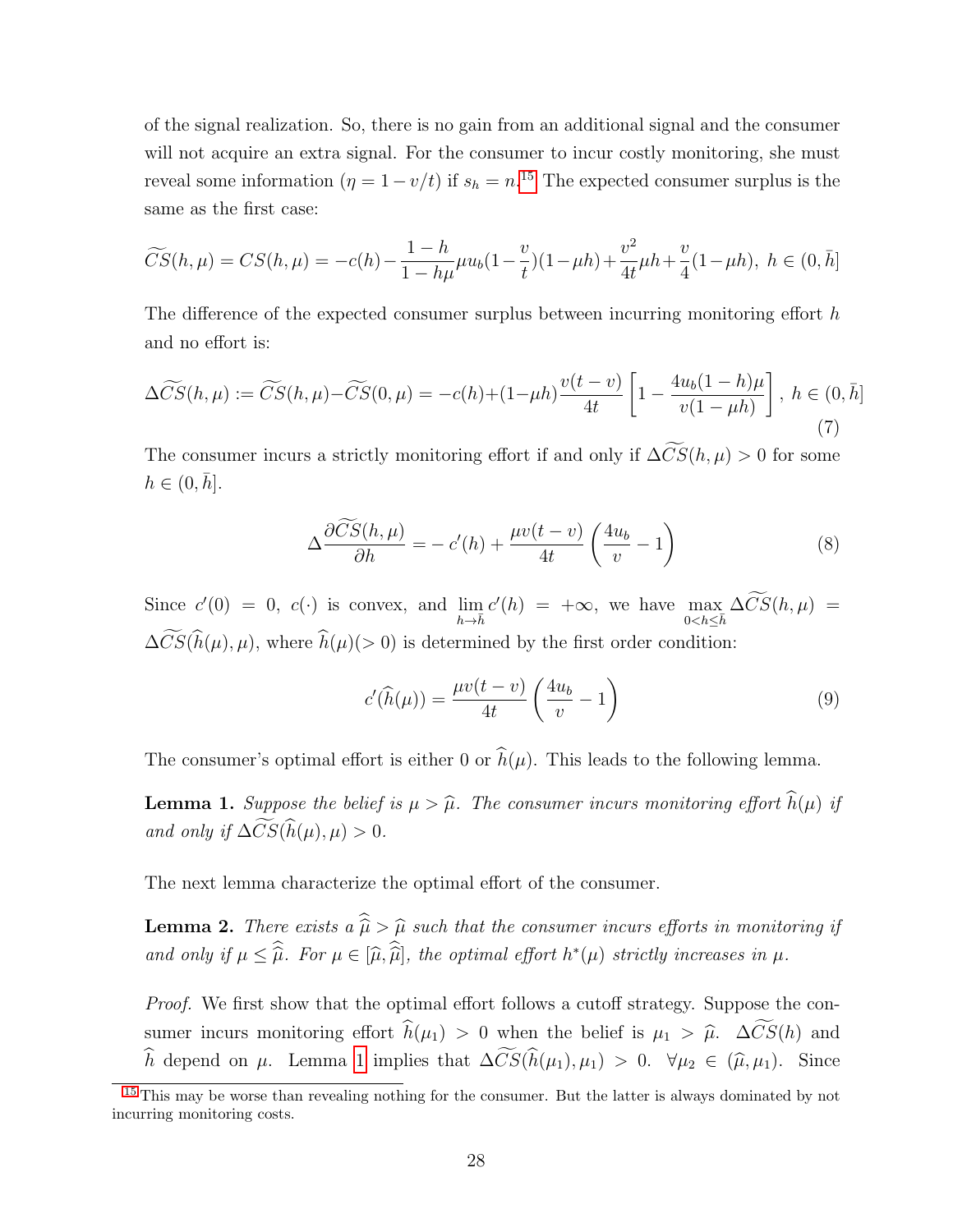of the signal realization. So, there is no gain from an additional signal and the consumer will not acquire an extra signal. For the consumer to incur costly monitoring, she must reveal some information ($\eta = 1 - v/t$) if $s_h = n$.[15] The expected consumer surplus is the same as the first case:

$$\widetilde{CS}(h,\mu) = CS(h,\mu) = -c(h) - \frac{1-h}{1-h\mu}\mu u_b(1-\frac{v}{t})(1-\mu h) + \frac{v^2}{4t}\mu h + \frac{v}{4}(1-\mu h),\ h \in (0, \bar{h}]$$

The difference of the expected consumer surplus between incurring monitoring effort $h$ and no effort is:

$$\Delta\widetilde{CS}(h,\mu) := \widetilde{CS}(h,\mu) - \widetilde{CS}(0,\mu) = -c(h) + (1-\mu h)\frac{v(t-v)}{4t}\left[1 - \frac{4u_b(1-h)\mu}{v(1-\mu h)}\right],\ h \in (0, \bar{h}] \tag{7}$$

The consumer incurs a strictly monitoring effort if and only if $\Delta\widetilde{CS}(h,\mu) > 0$ for some $h \in (0, \bar{h}]$.

$$\Delta\frac{\partial\widetilde{CS}(h,\mu)}{\partial h} = -\,c'(h) + \frac{\mu v(t-v)}{4t}\left(\frac{4u_b}{v} - 1\right) \tag{8}$$

Since $c'(0) = 0$, $c(\cdot)$ is convex, and $\lim_{h \to \bar{h}} c'(h) = +\infty$, we have $\max_{0<h\leq\bar{h}} \Delta\widetilde{CS}(h,\mu) = \Delta\widetilde{CS}(\widehat{h}(\mu),\mu)$, where $\widehat{h}(\mu)(>0)$ is determined by the first order condition:

$$c'(\widehat{h}(\mu)) = \frac{\mu v(t-v)}{4t}\left(\frac{4u_b}{v} - 1\right) \tag{9}$$

The consumer's optimal effort is either 0 or $\widehat{h}(\mu)$. This leads to the following lemma.

**Lemma 1.** *Suppose the belief is $\mu > \widehat{\mu}$. The consumer incurs monitoring effort $\widehat{h}(\mu)$ if and only if $\Delta\widetilde{CS}(\widehat{h}(\mu),\mu) > 0$.*

The next lemma characterize the optimal effort of the consumer.

**Lemma 2.** *There exists a $\widehat{\widehat{\mu}} > \widehat{\mu}$ such that the consumer incurs efforts in monitoring if and only if $\mu \leq \widehat{\widehat{\mu}}$. For $\mu \in [\widehat{\mu}, \widehat{\widehat{\mu}}]$, the optimal effort $h^*(\mu)$ strictly increases in $\mu$.*

*Proof.* We first show that the optimal effort follows a cutoff strategy. Suppose the consumer incurs monitoring effort $\widehat{h}(\mu_1) > 0$ when the belief is $\mu_1 > \widehat{\mu}$. $\Delta\widetilde{CS}(h)$ and $\widehat{h}$ depend on $\mu$. Lemma 1 implies that $\Delta\widetilde{CS}(\widehat{h}(\mu_1),\mu_1) > 0$. $\forall \mu_2 \in (\widehat{\mu}, \mu_1)$. Since

[15] This may be worse than revealing nothing for the consumer. But the latter is always dominated by not incurring monitoring costs.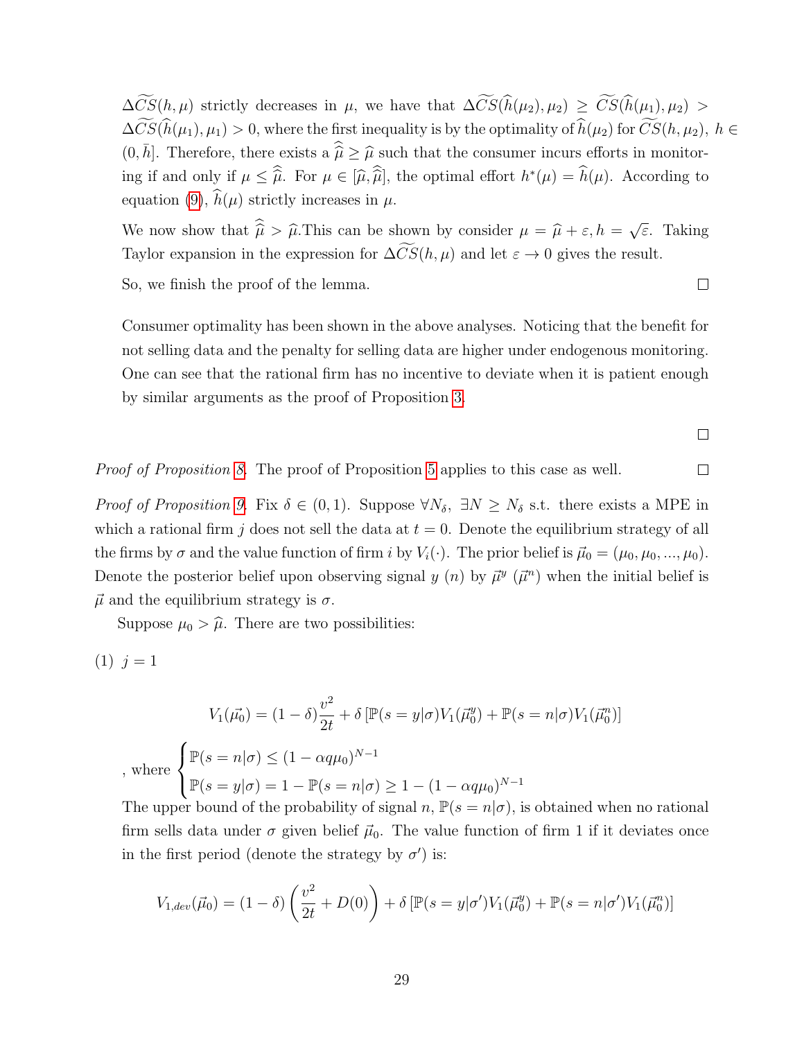$\Delta\widetilde{CS}(h,\mu)$ strictly decreases in $\mu$, we have that $\Delta\widetilde{CS}(\widehat{h}(\mu_2),\mu_2) \geq \widetilde{CS}(\widehat{h}(\mu_1),\mu_2) > \Delta\widetilde{CS}(\widehat{h}(\mu_1),\mu_1) > 0$, where the first inequality is by the optimality of $\widehat{h}(\mu_2)$ for $\widetilde{CS}(h,\mu_2)$, $h \in (0,\bar{h}]$. Therefore, there exists a $\widehat{\widehat{\mu}} \geq \widehat{\mu}$ such that the consumer incurs efforts in monitoring if and only if $\mu \leq \widehat{\widehat{\mu}}$. For $\mu \in [\widehat{\mu},\widehat{\widehat{\mu}}]$, the optimal effort $h^*(\mu) = \widehat{h}(\mu)$. According to equation (9), $\widehat{h}(\mu)$ strictly increases in $\mu$.

We now show that $\widehat{\widehat{\mu}} > \widehat{\mu}$.This can be shown by consider $\mu = \widehat{\mu} + \varepsilon, h = \sqrt{\varepsilon}$. Taking Taylor expansion in the expression for $\Delta\widetilde{CS}(h,\mu)$ and let $\varepsilon \to 0$ gives the result.

So, we finish the proof of the lemma. □

Consumer optimality has been shown in the above analyses. Noticing that the benefit for not selling data and the penalty for selling data are higher under endogenous monitoring. One can see that the rational firm has no incentive to deviate when it is patient enough by similar arguments as the proof of Proposition 3.

□

*Proof of Proposition 8.* The proof of Proposition 5 applies to this case as well. □

*Proof of Proposition 9.* Fix $\delta \in (0,1)$. Suppose $\forall N_\delta$, $\exists N \geq N_\delta$ s.t. there exists a MPE in which a rational firm $j$ does not sell the data at $t = 0$. Denote the equilibrium strategy of all the firms by $\sigma$ and the value function of firm $i$ by $V_i(\cdot)$. The prior belief is $\vec{\mu}_0 = (\mu_0, \mu_0, ..., \mu_0)$. Denote the posterior belief upon observing signal $y$ ($n$) by $\vec{\mu}^y$ ($\vec{\mu}^n$) when the initial belief is $\vec{\mu}$ and the equilibrium strategy is $\sigma$.

Suppose $\mu_0 > \widehat{\mu}$. There are two possibilities:

(1) $j = 1$

$$V_1(\vec{\mu_0}) = (1-\delta)\frac{v^2}{2t} + \delta\left[\mathbb{P}(s=y|\sigma)V_1(\vec{\mu}_0^y) + \mathbb{P}(s=n|\sigma)V_1(\vec{\mu}_0^n)\right]$$

, where $\begin{cases} \mathbb{P}(s=n|\sigma) \leq (1-\alpha q\mu_0)^{N-1} \\ \mathbb{P}(s=y|\sigma) = 1 - \mathbb{P}(s=n|\sigma) \geq 1-(1-\alpha q\mu_0)^{N-1} \end{cases}$

The upper bound of the probability of signal $n$, $\mathbb{P}(s=n|\sigma)$, is obtained when no rational firm sells data under $\sigma$ given belief $\vec{\mu}_0$. The value function of firm 1 if it deviates once in the first period (denote the strategy by $\sigma'$) is:

$$V_{1,dev}(\vec{\mu}_0) = (1-\delta)\left(\frac{v^2}{2t} + D(0)\right) + \delta\left[\mathbb{P}(s=y|\sigma')V_1(\vec{\mu}_0^y) + \mathbb{P}(s=n|\sigma')V_1(\vec{\mu}_0^n)\right]$$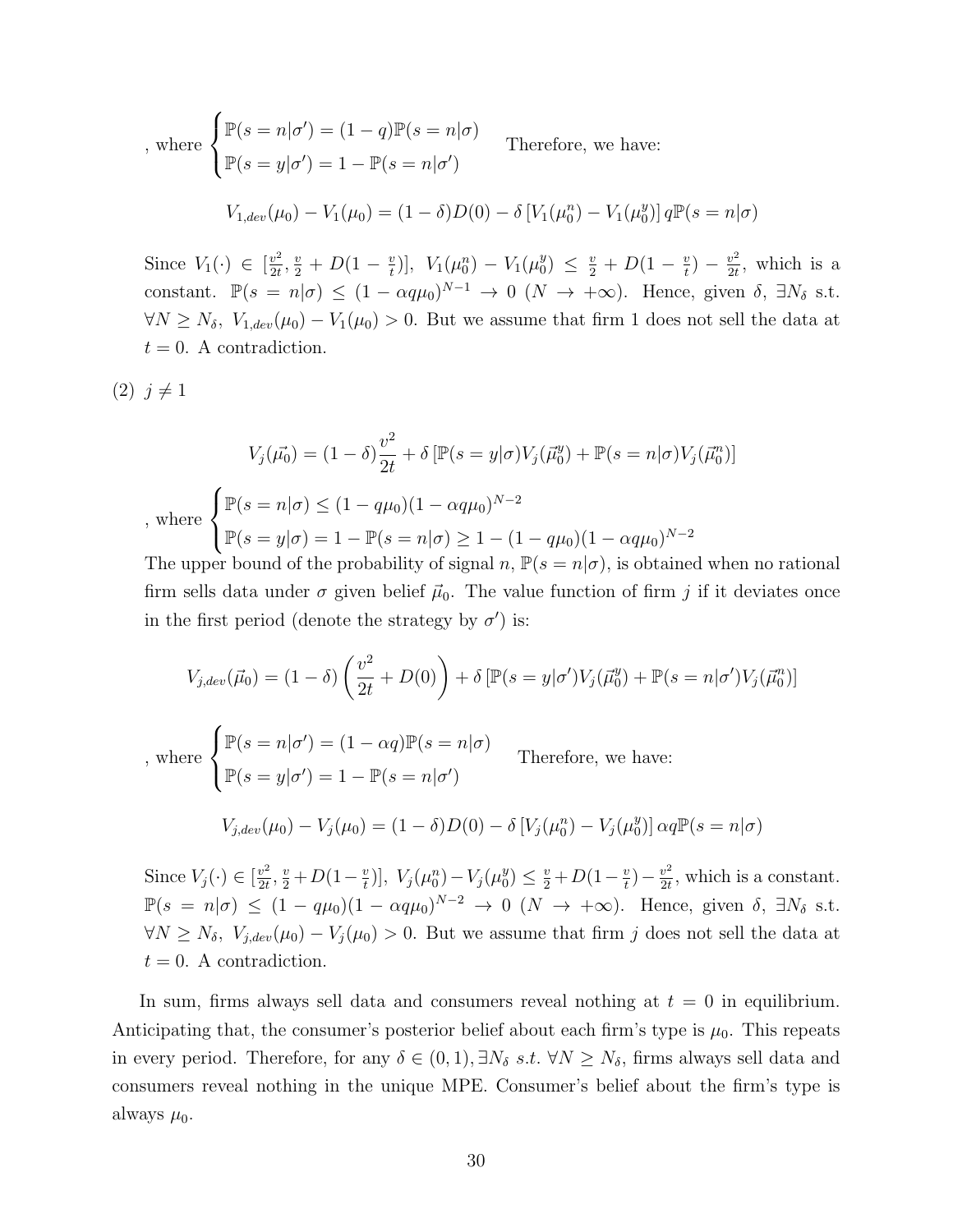, where $\begin{cases} \mathbb{P}(s=n|\sigma') = (1-q)\mathbb{P}(s=n|\sigma) \\ \mathbb{P}(s=y|\sigma') = 1-\mathbb{P}(s=n|\sigma') \end{cases}$ Therefore, we have:

$$V_{1,dev}(\mu_0) - V_1(\mu_0) = (1-\delta)D(0) - \delta\left[V_1(\mu_0^n) - V_1(\mu_0^y)\right] q\mathbb{P}(s=n|\sigma)$$

Since $V_1(\cdot) \in [\frac{v^2}{2t}, \frac{v}{2} + D(1-\frac{v}{t})]$, $V_1(\mu_0^n) - V_1(\mu_0^y) \leq \frac{v}{2} + D(1-\frac{v}{t}) - \frac{v^2}{2t}$, which is a constant. $\mathbb{P}(s=n|\sigma) \leq (1-\alpha q\mu_0)^{N-1} \to 0$ $(N \to +\infty)$. Hence, given $\delta$, $\exists N_\delta$ s.t. $\forall N \geq N_\delta$, $V_{1,dev}(\mu_0) - V_1(\mu_0) > 0$. But we assume that firm 1 does not sell the data at $t=0$. A contradiction.

(2) $j \neq 1$

$$V_j(\vec{\mu_0}) = (1-\delta)\frac{v^2}{2t} + \delta\left[\mathbb{P}(s=y|\sigma)V_j(\vec{\mu}_0^y) + \mathbb{P}(s=n|\sigma)V_j(\vec{\mu}_0^n)\right]$$

, where $\begin{cases} \mathbb{P}(s=n|\sigma) \leq (1-q\mu_0)(1-\alpha q\mu_0)^{N-2} \\ \mathbb{P}(s=y|\sigma) = 1-\mathbb{P}(s=n|\sigma) \geq 1-(1-q\mu_0)(1-\alpha q\mu_0)^{N-2} \end{cases}$

The upper bound of the probability of signal $n$, $\mathbb{P}(s=n|\sigma)$, is obtained when no rational firm sells data under $\sigma$ given belief $\vec{\mu}_0$. The value function of firm $j$ if it deviates once in the first period (denote the strategy by $\sigma'$) is:

$$V_{j,dev}(\vec{\mu_0}) = (1-\delta)\left(\frac{v^2}{2t} + D(0)\right) + \delta\left[\mathbb{P}(s=y|\sigma')V_j(\vec{\mu}_0^y) + \mathbb{P}(s=n|\sigma')V_j(\vec{\mu}_0^n)\right]$$

, where $\begin{cases} \mathbb{P}(s=n|\sigma') = (1-\alpha q)\mathbb{P}(s=n|\sigma) \\ \mathbb{P}(s=y|\sigma') = 1-\mathbb{P}(s=n|\sigma') \end{cases}$ Therefore, we have:

$$V_{j,dev}(\mu_0) - V_j(\mu_0) = (1-\delta)D(0) - \delta\left[V_j(\mu_0^n) - V_j(\mu_0^y)\right]\alpha q\mathbb{P}(s=n|\sigma)$$

Since $V_j(\cdot) \in [\frac{v^2}{2t}, \frac{v}{2} + D(1-\frac{v}{t})]$, $V_j(\mu_0^n) - V_j(\mu_0^y) \leq \frac{v}{2} + D(1-\frac{v}{t}) - \frac{v^2}{2t}$, which is a constant. $\mathbb{P}(s=n|\sigma) \leq (1-q\mu_0)(1-\alpha q\mu_0)^{N-2} \to 0$ $(N \to +\infty)$. Hence, given $\delta$, $\exists N_\delta$ s.t. $\forall N \geq N_\delta$, $V_{j,dev}(\mu_0) - V_j(\mu_0) > 0$. But we assume that firm $j$ does not sell the data at $t=0$. A contradiction.

In sum, firms always sell data and consumers reveal nothing at $t=0$ in equilibrium. Anticipating that, the consumer's posterior belief about each firm's type is $\mu_0$. This repeats in every period. Therefore, for any $\delta \in (0,1), \exists N_\delta$ $s.t.$ $\forall N \geq N_\delta$, firms always sell data and consumers reveal nothing in the unique MPE. Consumer's belief about the firm's type is always $\mu_0$.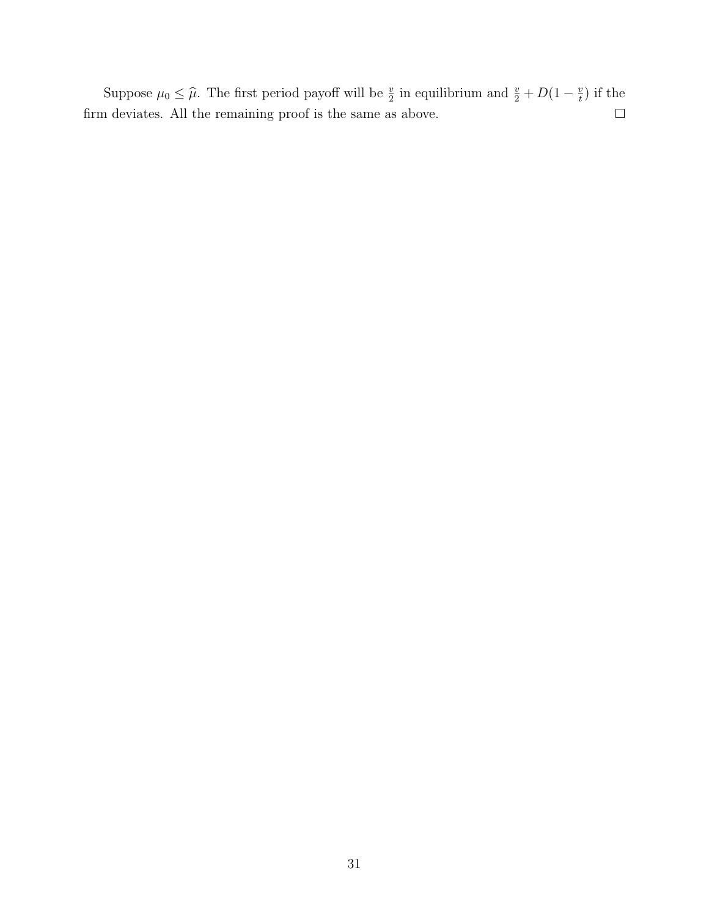Suppose $\mu_0 \leq \widehat{\mu}$. The first period payoff will be $\frac{v}{2}$ in equilibrium and $\frac{v}{2} + D(1 - \frac{v}{t})$ if the firm deviates. All the remaining proof is the same as above. $\square$